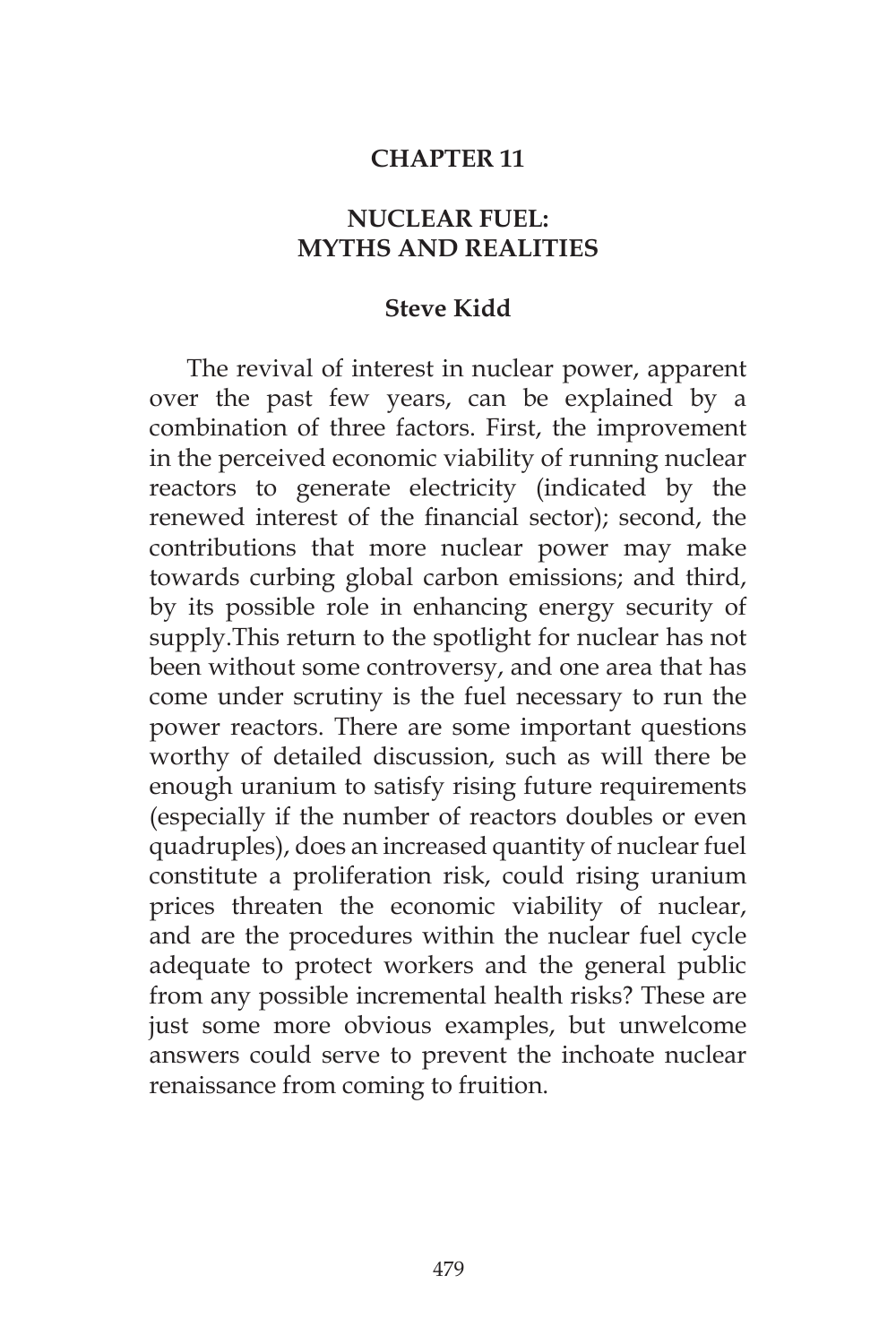# CHAPTER 11

## NUCLEAR FUEL: MYTHS AND REALITIES

### Steve Kidd

The revival of interest in nuclear power, apparent over the past few years, can be explained by a combination of three factors. First, the improvement in the perceived economic viability of running nuclear reactors to generate electricity (indicated by the renewed interest of the financial sector); second, the contributions that more nuclear power may make towards curbing global carbon emissions; and third, by its possible role in enhancing energy security of supply.This return to the spotlight for nuclear has not been without some controversy, and one area that has come under scrutiny is the fuel necessary to run the power reactors. There are some important questions worthy of detailed discussion, such as will there be enough uranium to satisfy rising future requirements (especially if the number of reactors doubles or even quadruples), does an increased quantity of nuclear fuel constitute a proliferation risk, could rising uranium prices threaten the economic viability of nuclear, and are the procedures within the nuclear fuel cycle adequate to protect workers and the general public from any possible incremental health risks? These are just some more obvious examples, but unwelcome answers could serve to prevent the inchoate nuclear renaissance from coming to fruition.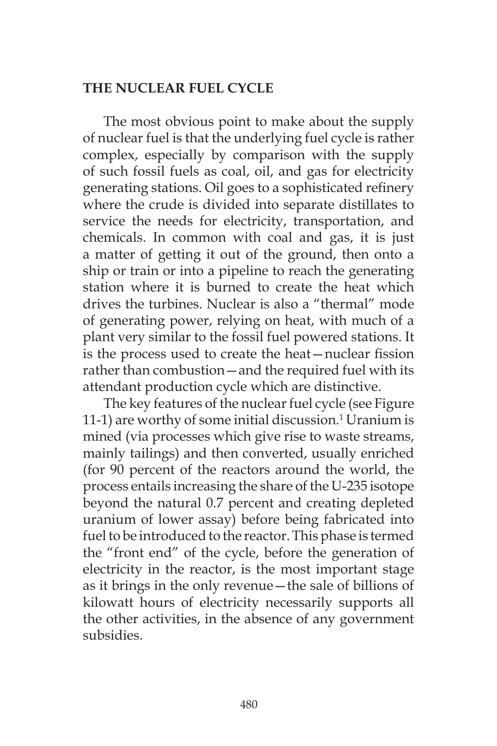## THE NUCLEAR FUEL CYCLE

The most obvious point to make about the supply of nuclear fuel is that the underlying fuel cycle is rather complex, especially by comparison with the supply of such fossil fuels as coal, oil, and gas for electricity generating stations. Oil goes to a sophisticated refinery where the crude is divided into separate distillates to service the needs for electricity, transportation, and chemicals. In common with coal and gas, it is just a matter of getting it out of the ground, then onto a ship or train or into a pipeline to reach the generating station where it is burned to create the heat which drives the turbines. Nuclear is also a "thermal" mode of generating power, relying on heat, with much of a plant very similar to the fossil fuel powered stations. It is the process used to create the heat—nuclear fission rather than combustion—and the required fuel with its attendant production cycle which are distinctive.

The key features of the nuclear fuel cycle (see Figure 11-1) are worthy of some initial discussion.[1] Uranium is mined (via processes which give rise to waste streams, mainly tailings) and then converted, usually enriched (for 90 percent of the reactors around the world, the process entails increasing the share of the U-235 isotope beyond the natural 0.7 percent and creating depleted uranium of lower assay) before being fabricated into fuel to be introduced to the reactor. This phase is termed the "front end" of the cycle, before the generation of electricity in the reactor, is the most important stage as it brings in the only revenue—the sale of billions of kilowatt hours of electricity necessarily supports all the other activities, in the absence of any government subsidies.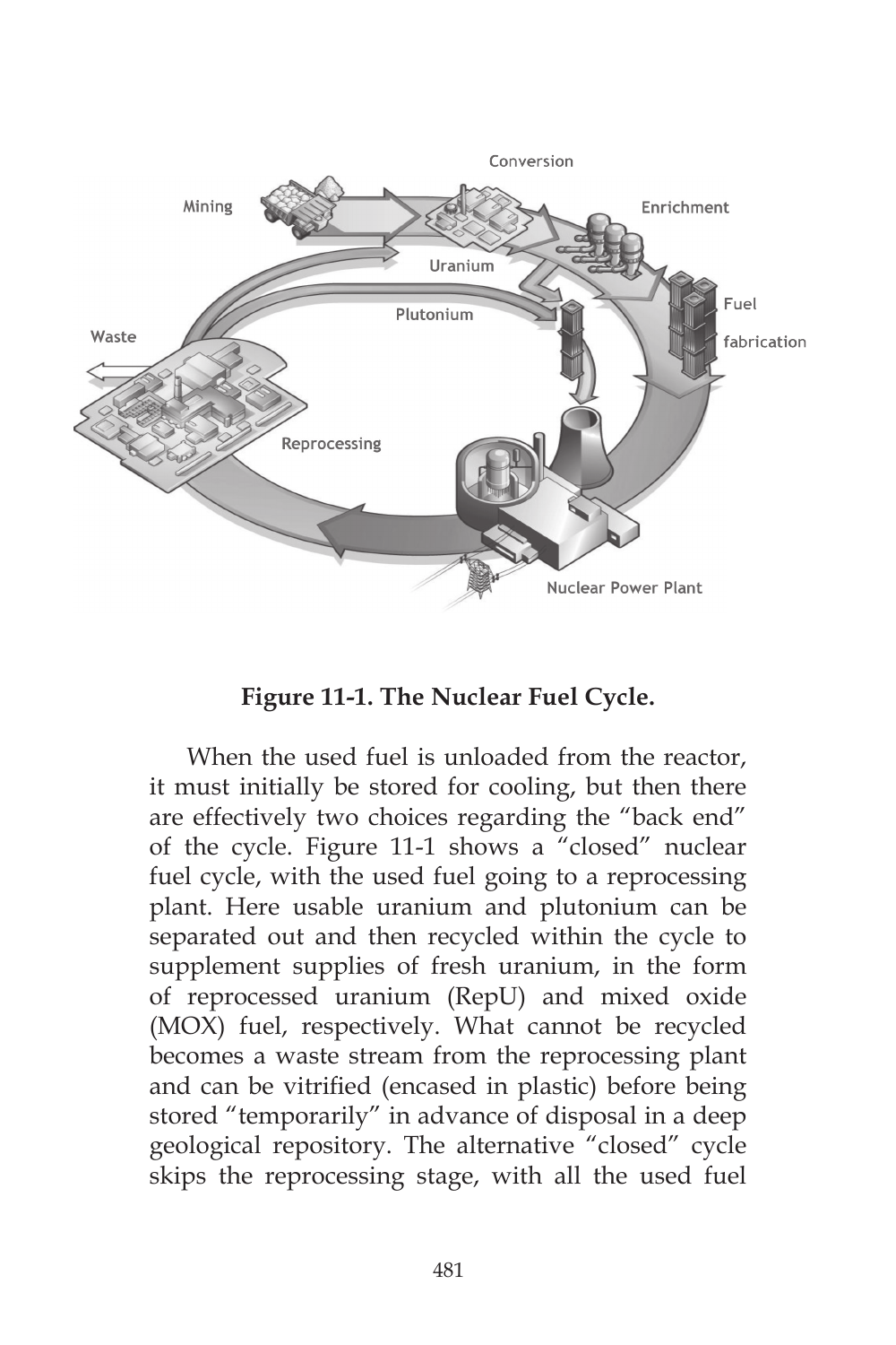**Figure 11-1. The Nuclear Fuel Cycle.**

When the used fuel is unloaded from the reactor, it must initially be stored for cooling, but then there are effectively two choices regarding the "back end" of the cycle. Figure 11-1 shows a "closed" nuclear fuel cycle, with the used fuel going to a reprocessing plant. Here usable uranium and plutonium can be separated out and then recycled within the cycle to supplement supplies of fresh uranium, in the form of reprocessed uranium (RepU) and mixed oxide (MOX) fuel, respectively. What cannot be recycled becomes a waste stream from the reprocessing plant and can be vitrified (encased in plastic) before being stored "temporarily" in advance of disposal in a deep geological repository. The alternative "closed" cycle skips the reprocessing stage, with all the used fuel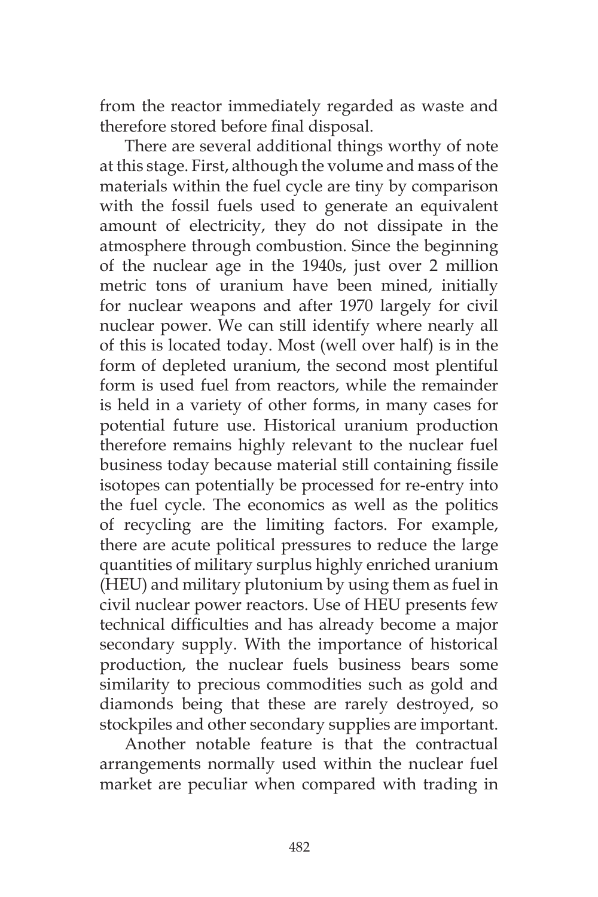from the reactor immediately regarded as waste and therefore stored before final disposal.

There are several additional things worthy of note at this stage. First, although the volume and mass of the materials within the fuel cycle are tiny by comparison with the fossil fuels used to generate an equivalent amount of electricity, they do not dissipate in the atmosphere through combustion. Since the beginning of the nuclear age in the 1940s, just over 2 million metric tons of uranium have been mined, initially for nuclear weapons and after 1970 largely for civil nuclear power. We can still identify where nearly all of this is located today. Most (well over half) is in the form of depleted uranium, the second most plentiful form is used fuel from reactors, while the remainder is held in a variety of other forms, in many cases for potential future use. Historical uranium production therefore remains highly relevant to the nuclear fuel business today because material still containing fissile isotopes can potentially be processed for re-entry into the fuel cycle. The economics as well as the politics of recycling are the limiting factors. For example, there are acute political pressures to reduce the large quantities of military surplus highly enriched uranium (HEU) and military plutonium by using them as fuel in civil nuclear power reactors. Use of HEU presents few technical difficulties and has already become a major secondary supply. With the importance of historical production, the nuclear fuels business bears some similarity to precious commodities such as gold and diamonds being that these are rarely destroyed, so stockpiles and other secondary supplies are important.

Another notable feature is that the contractual arrangements normally used within the nuclear fuel market are peculiar when compared with trading in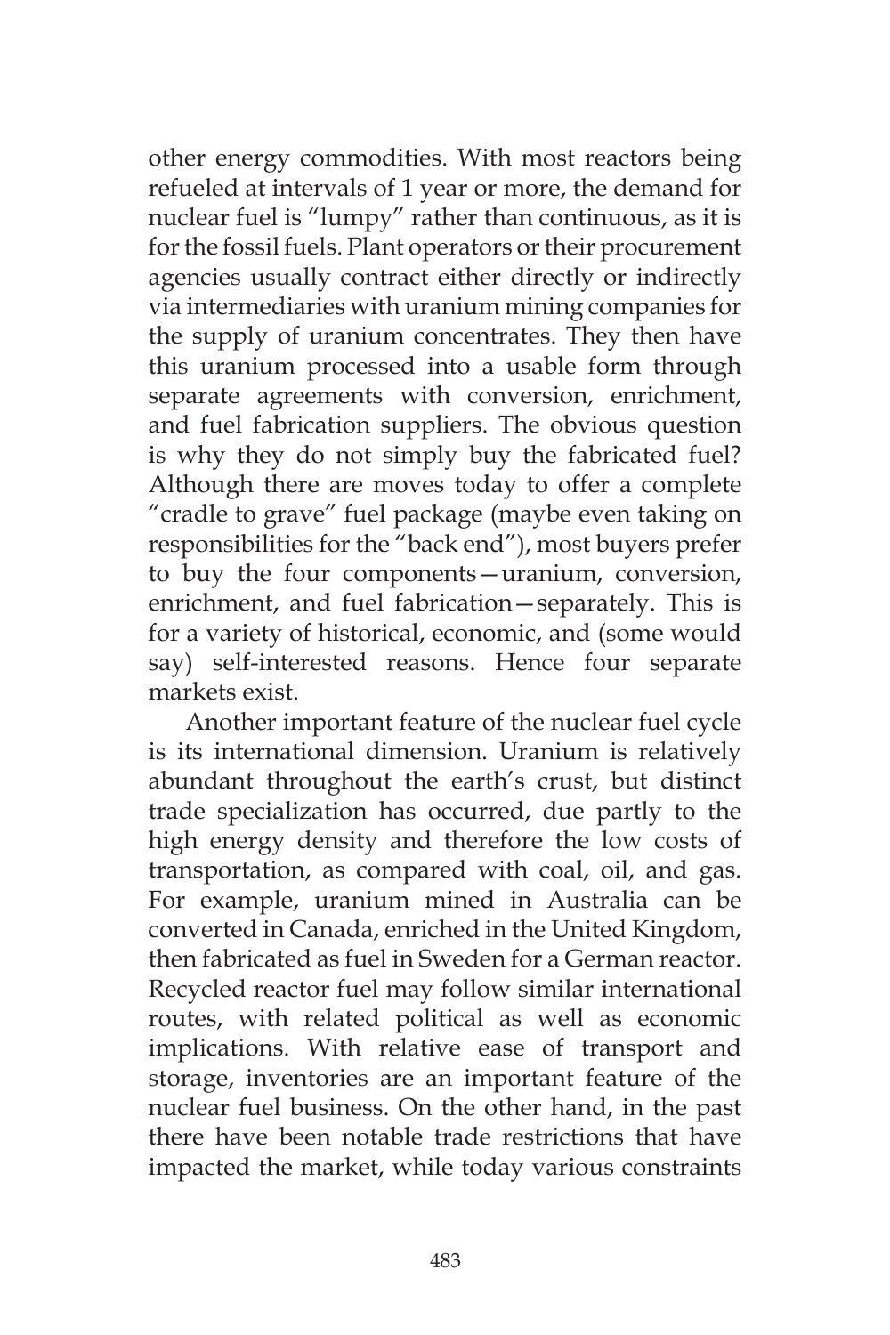other energy commodities. With most reactors being refueled at intervals of 1 year or more, the demand for nuclear fuel is "lumpy" rather than continuous, as it is for the fossil fuels. Plant operators or their procurement agencies usually contract either directly or indirectly via intermediaries with uranium mining companies for the supply of uranium concentrates. They then have this uranium processed into a usable form through separate agreements with conversion, enrichment, and fuel fabrication suppliers. The obvious question is why they do not simply buy the fabricated fuel? Although there are moves today to offer a complete "cradle to grave" fuel package (maybe even taking on responsibilities for the "back end"), most buyers prefer to buy the four components—uranium, conversion, enrichment, and fuel fabrication—separately. This is for a variety of historical, economic, and (some would say) self-interested reasons. Hence four separate markets exist.

Another important feature of the nuclear fuel cycle is its international dimension. Uranium is relatively abundant throughout the earth's crust, but distinct trade specialization has occurred, due partly to the high energy density and therefore the low costs of transportation, as compared with coal, oil, and gas. For example, uranium mined in Australia can be converted in Canada, enriched in the United Kingdom, then fabricated as fuel in Sweden for a German reactor. Recycled reactor fuel may follow similar international routes, with related political as well as economic implications. With relative ease of transport and storage, inventories are an important feature of the nuclear fuel business. On the other hand, in the past there have been notable trade restrictions that have impacted the market, while today various constraints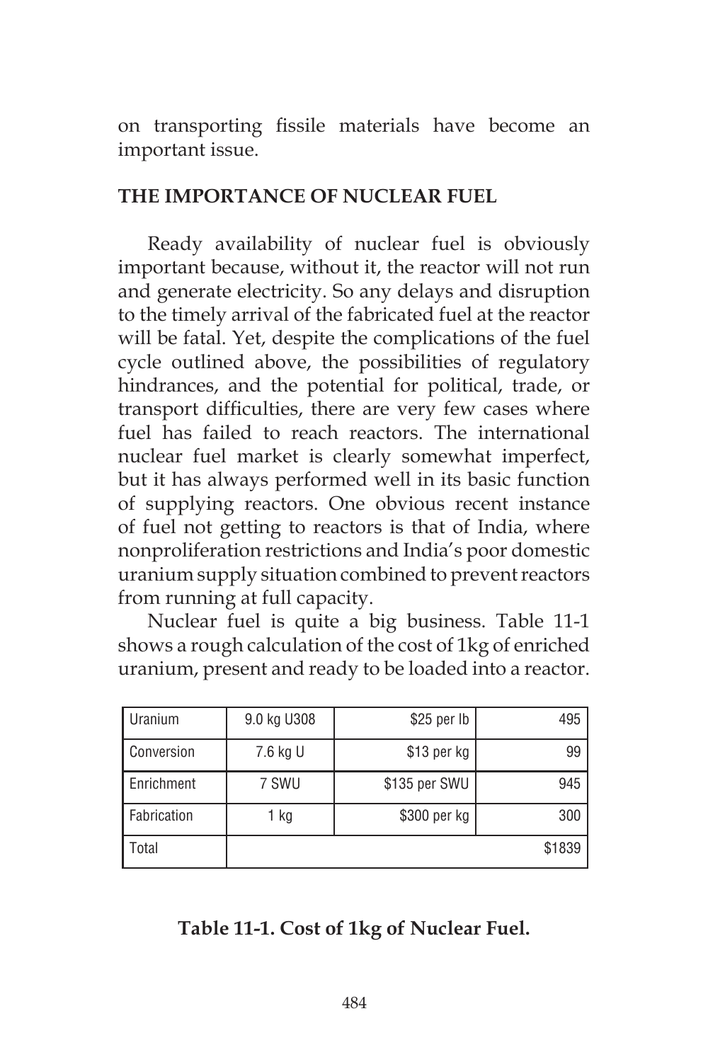on transporting fissile materials have become an important issue.

## THE IMPORTANCE OF NUCLEAR FUEL

Ready availability of nuclear fuel is obviously important because, without it, the reactor will not run and generate electricity. So any delays and disruption to the timely arrival of the fabricated fuel at the reactor will be fatal. Yet, despite the complications of the fuel cycle outlined above, the possibilities of regulatory hindrances, and the potential for political, trade, or transport difficulties, there are very few cases where fuel has failed to reach reactors. The international nuclear fuel market is clearly somewhat imperfect, but it has always performed well in its basic function of supplying reactors. One obvious recent instance of fuel not getting to reactors is that of India, where nonproliferation restrictions and India's poor domestic uranium supply situation combined to prevent reactors from running at full capacity.

Nuclear fuel is quite a big business. Table 11-1 shows a rough calculation of the cost of 1kg of enriched uranium, present and ready to be loaded into a reactor.

| Uranium | 9.0 kg U308 | $25 per lb | 495 |
|---|---|---|---|
| Conversion | 7.6 kg U | $13 per kg | 99 |
| Enrichment | 7 SWU | $135 per SWU | 945 |
| Fabrication | 1 kg | $300 per kg | 300 |
| Total | | | $1839 |

**Table 11-1. Cost of 1kg of Nuclear Fuel.**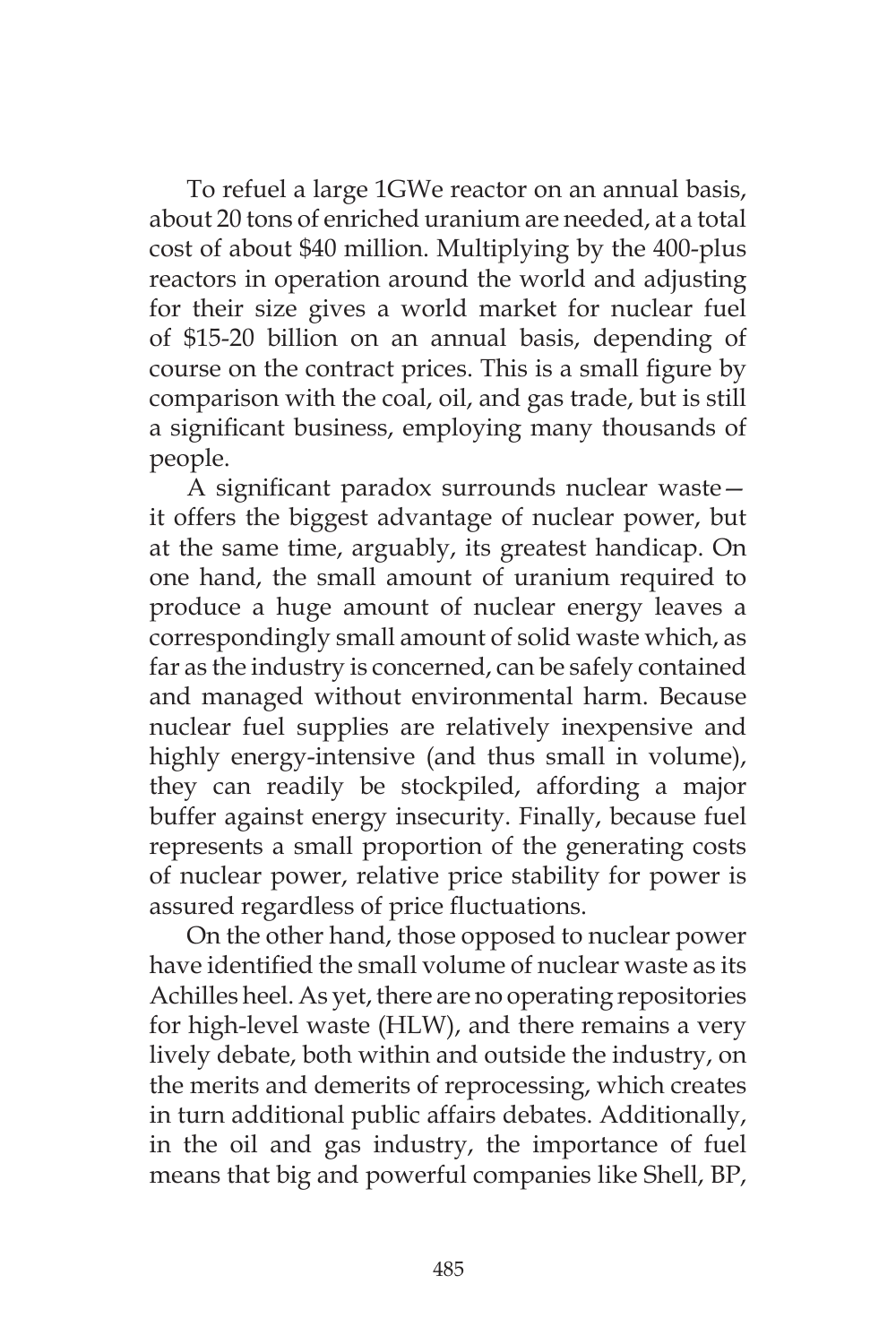To refuel a large 1GWe reactor on an annual basis, about 20 tons of enriched uranium are needed, at a total cost of about $40 million. Multiplying by the 400-plus reactors in operation around the world and adjusting for their size gives a world market for nuclear fuel of $15-20 billion on an annual basis, depending of course on the contract prices. This is a small figure by comparison with the coal, oil, and gas trade, but is still a significant business, employing many thousands of people.

A significant paradox surrounds nuclear waste—it offers the biggest advantage of nuclear power, but at the same time, arguably, its greatest handicap. On one hand, the small amount of uranium required to produce a huge amount of nuclear energy leaves a correspondingly small amount of solid waste which, as far as the industry is concerned, can be safely contained and managed without environmental harm. Because nuclear fuel supplies are relatively inexpensive and highly energy-intensive (and thus small in volume), they can readily be stockpiled, affording a major buffer against energy insecurity. Finally, because fuel represents a small proportion of the generating costs of nuclear power, relative price stability for power is assured regardless of price fluctuations.

On the other hand, those opposed to nuclear power have identified the small volume of nuclear waste as its Achilles heel. As yet, there are no operating repositories for high-level waste (HLW), and there remains a very lively debate, both within and outside the industry, on the merits and demerits of reprocessing, which creates in turn additional public affairs debates. Additionally, in the oil and gas industry, the importance of fuel means that big and powerful companies like Shell, BP,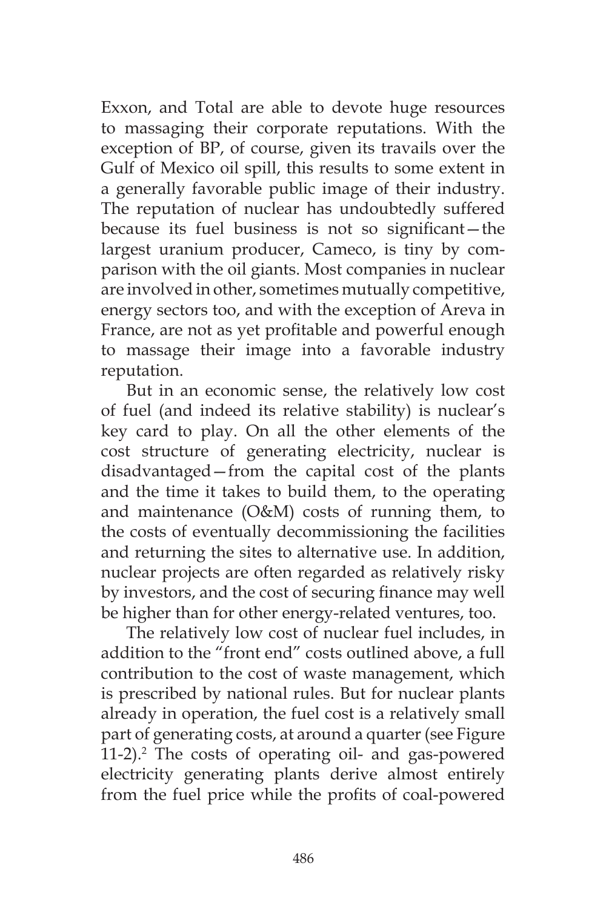Exxon, and Total are able to devote huge resources to massaging their corporate reputations. With the exception of BP, of course, given its travails over the Gulf of Mexico oil spill, this results to some extent in a generally favorable public image of their industry. The reputation of nuclear has undoubtedly suffered because its fuel business is not so significant—the largest uranium producer, Cameco, is tiny by comparison with the oil giants. Most companies in nuclear are involved in other, sometimes mutually competitive, energy sectors too, and with the exception of Areva in France, are not as yet profitable and powerful enough to massage their image into a favorable industry reputation.

But in an economic sense, the relatively low cost of fuel (and indeed its relative stability) is nuclear's key card to play. On all the other elements of the cost structure of generating electricity, nuclear is disadvantaged—from the capital cost of the plants and the time it takes to build them, to the operating and maintenance (O&M) costs of running them, to the costs of eventually decommissioning the facilities and returning the sites to alternative use. In addition, nuclear projects are often regarded as relatively risky by investors, and the cost of securing finance may well be higher than for other energy-related ventures, too.

The relatively low cost of nuclear fuel includes, in addition to the "front end" costs outlined above, a full contribution to the cost of waste management, which is prescribed by national rules. But for nuclear plants already in operation, the fuel cost is a relatively small part of generating costs, at around a quarter (see Figure 11-2).[2] The costs of operating oil- and gas-powered electricity generating plants derive almost entirely from the fuel price while the profits of coal-powered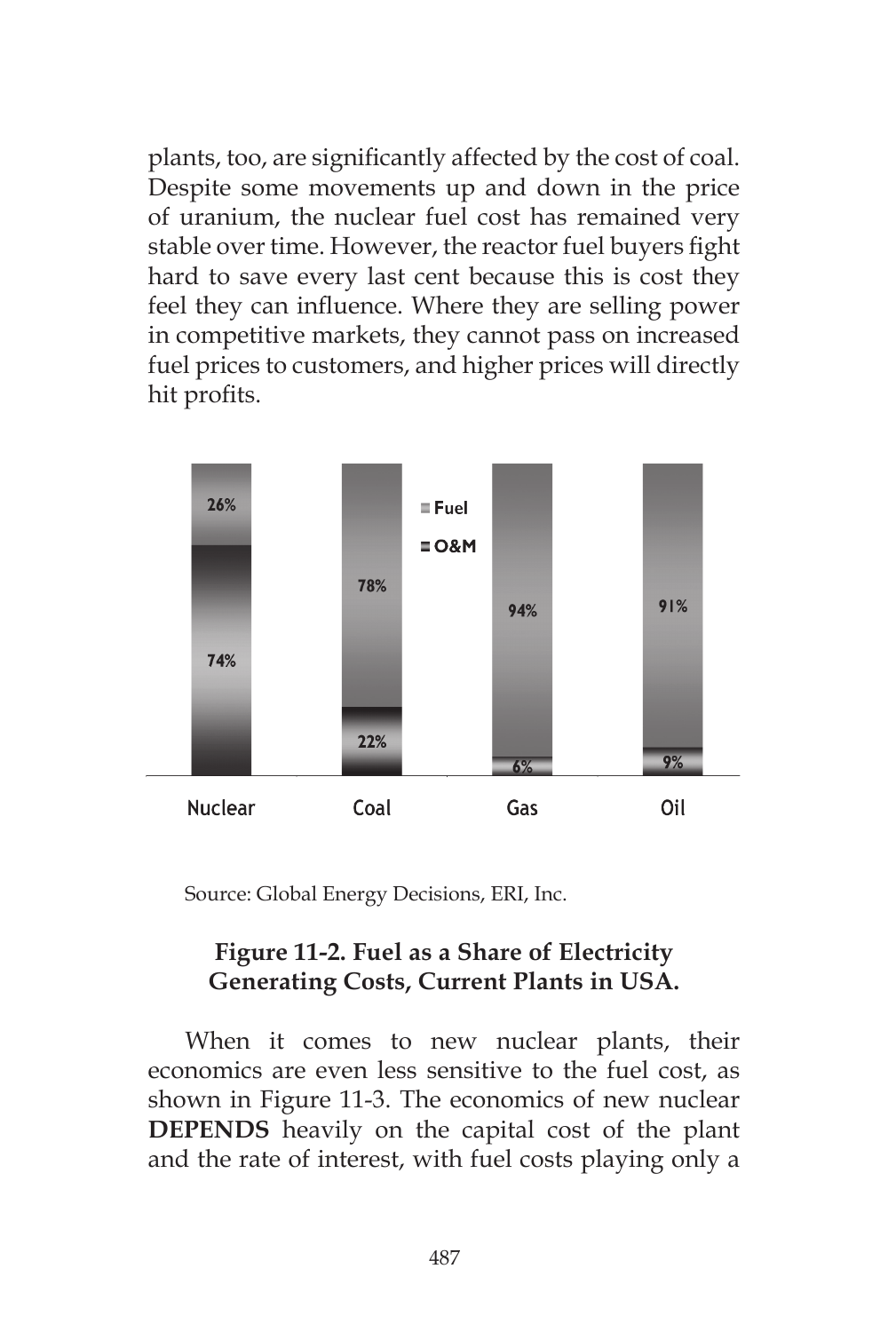plants, too, are significantly affected by the cost of coal. Despite some movements up and down in the price of uranium, the nuclear fuel cost has remained very stable over time. However, the reactor fuel buyers fight hard to save every last cent because this is cost they feel they can influence. Where they are selling power in competitive markets, they cannot pass on increased fuel prices to customers, and higher prices will directly hit profits.

| | Nuclear | Coal | Gas | Oil |
|---|---|---|---|---|
| Fuel | 26% | 78% | 94% | 91% |
| O&M | 74% | 22% | 6% | 9% |

Source: Global Energy Decisions, ERI, Inc.

**Figure 11-2. Fuel as a Share of Electricity Generating Costs, Current Plants in USA.**

When it comes to new nuclear plants, their economics are even less sensitive to the fuel cost, as shown in Figure 11-3. The economics of new nuclear **DEPENDS** heavily on the capital cost of the plant and the rate of interest, with fuel costs playing only a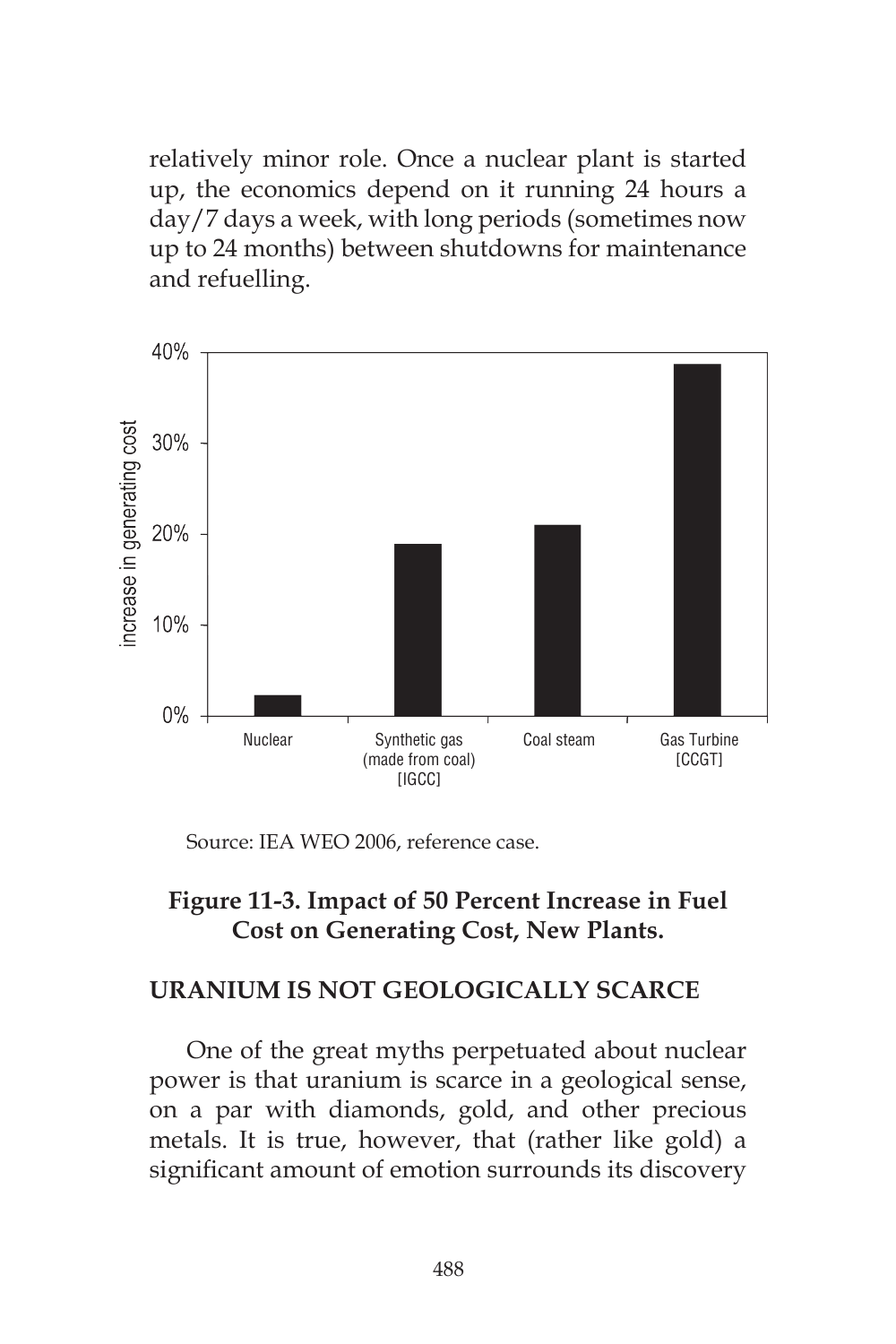relatively minor role. Once a nuclear plant is started up, the economics depend on it running 24 hours a day/7 days a week, with long periods (sometimes now up to 24 months) between shutdowns for maintenance and refuelling.

Source: IEA WEO 2006, reference case.

**Figure 11-3. Impact of 50 Percent Increase in Fuel Cost on Generating Cost, New Plants.**

## URANIUM IS NOT GEOLOGICALLY SCARCE

One of the great myths perpetuated about nuclear power is that uranium is scarce in a geological sense, on a par with diamonds, gold, and other precious metals. It is true, however, that (rather like gold) a significant amount of emotion surrounds its discovery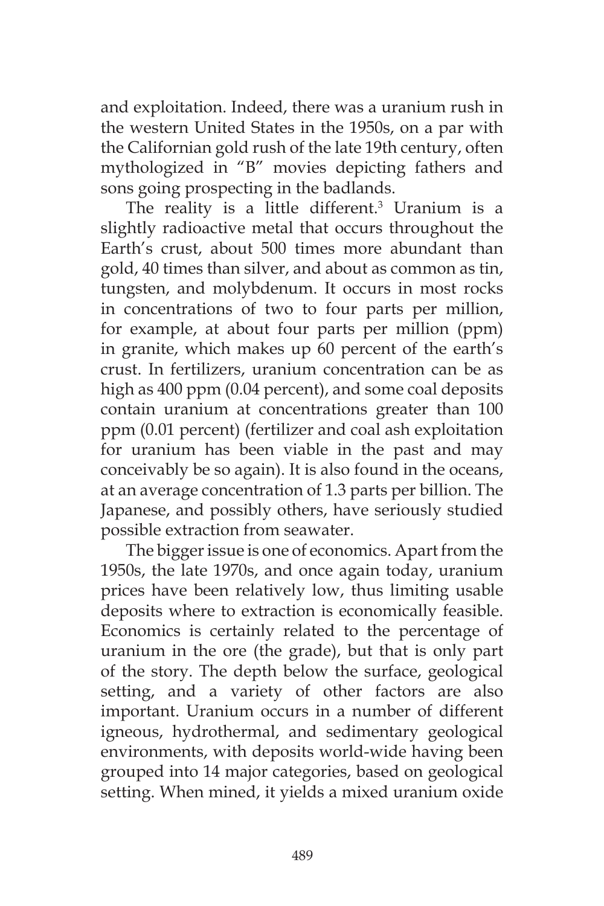and exploitation. Indeed, there was a uranium rush in the western United States in the 1950s, on a par with the Californian gold rush of the late 19th century, often mythologized in "B" movies depicting fathers and sons going prospecting in the badlands.

The reality is a little different.[3] Uranium is a slightly radioactive metal that occurs throughout the Earth's crust, about 500 times more abundant than gold, 40 times than silver, and about as common as tin, tungsten, and molybdenum. It occurs in most rocks in concentrations of two to four parts per million, for example, at about four parts per million (ppm) in granite, which makes up 60 percent of the earth's crust. In fertilizers, uranium concentration can be as high as 400 ppm (0.04 percent), and some coal deposits contain uranium at concentrations greater than 100 ppm (0.01 percent) (fertilizer and coal ash exploitation for uranium has been viable in the past and may conceivably be so again). It is also found in the oceans, at an average concentration of 1.3 parts per billion. The Japanese, and possibly others, have seriously studied possible extraction from seawater.

The bigger issue is one of economics. Apart from the 1950s, the late 1970s, and once again today, uranium prices have been relatively low, thus limiting usable deposits where to extraction is economically feasible. Economics is certainly related to the percentage of uranium in the ore (the grade), but that is only part of the story. The depth below the surface, geological setting, and a variety of other factors are also important. Uranium occurs in a number of different igneous, hydrothermal, and sedimentary geological environments, with deposits world-wide having been grouped into 14 major categories, based on geological setting. When mined, it yields a mixed uranium oxide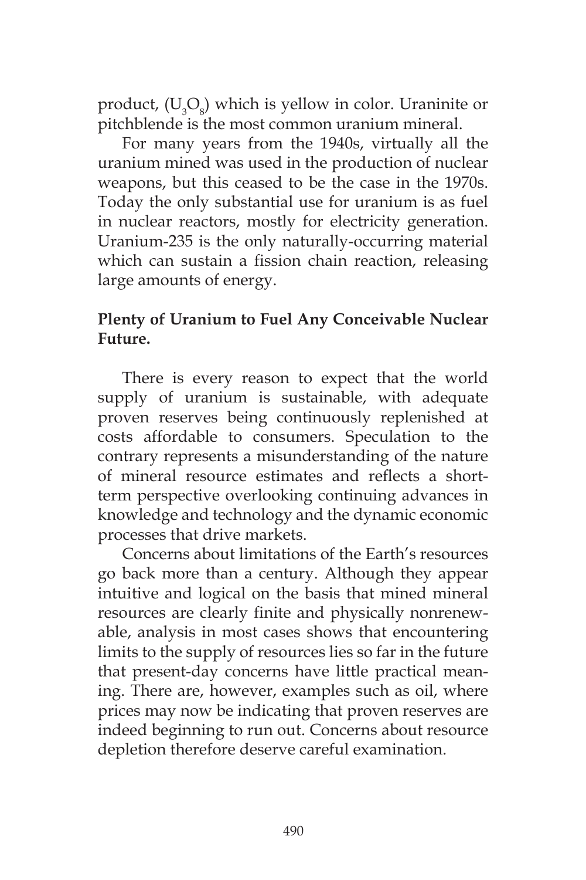product, ($U_3O_8$) which is yellow in color. Uraninite or pitchblende is the most common uranium mineral.

For many years from the 1940s, virtually all the uranium mined was used in the production of nuclear weapons, but this ceased to be the case in the 1970s. Today the only substantial use for uranium is as fuel in nuclear reactors, mostly for electricity generation. Uranium-235 is the only naturally-occurring material which can sustain a fission chain reaction, releasing large amounts of energy.

**Plenty of Uranium to Fuel Any Conceivable Nuclear Future.**

There is every reason to expect that the world supply of uranium is sustainable, with adequate proven reserves being continuously replenished at costs affordable to consumers. Speculation to the contrary represents a misunderstanding of the nature of mineral resource estimates and reflects a short-term perspective overlooking continuing advances in knowledge and technology and the dynamic economic processes that drive markets.

Concerns about limitations of the Earth's resources go back more than a century. Although they appear intuitive and logical on the basis that mined mineral resources are clearly finite and physically nonrenewable, analysis in most cases shows that encountering limits to the supply of resources lies so far in the future that present-day concerns have little practical meaning. There are, however, examples such as oil, where prices may now be indicating that proven reserves are indeed beginning to run out. Concerns about resource depletion therefore deserve careful examination.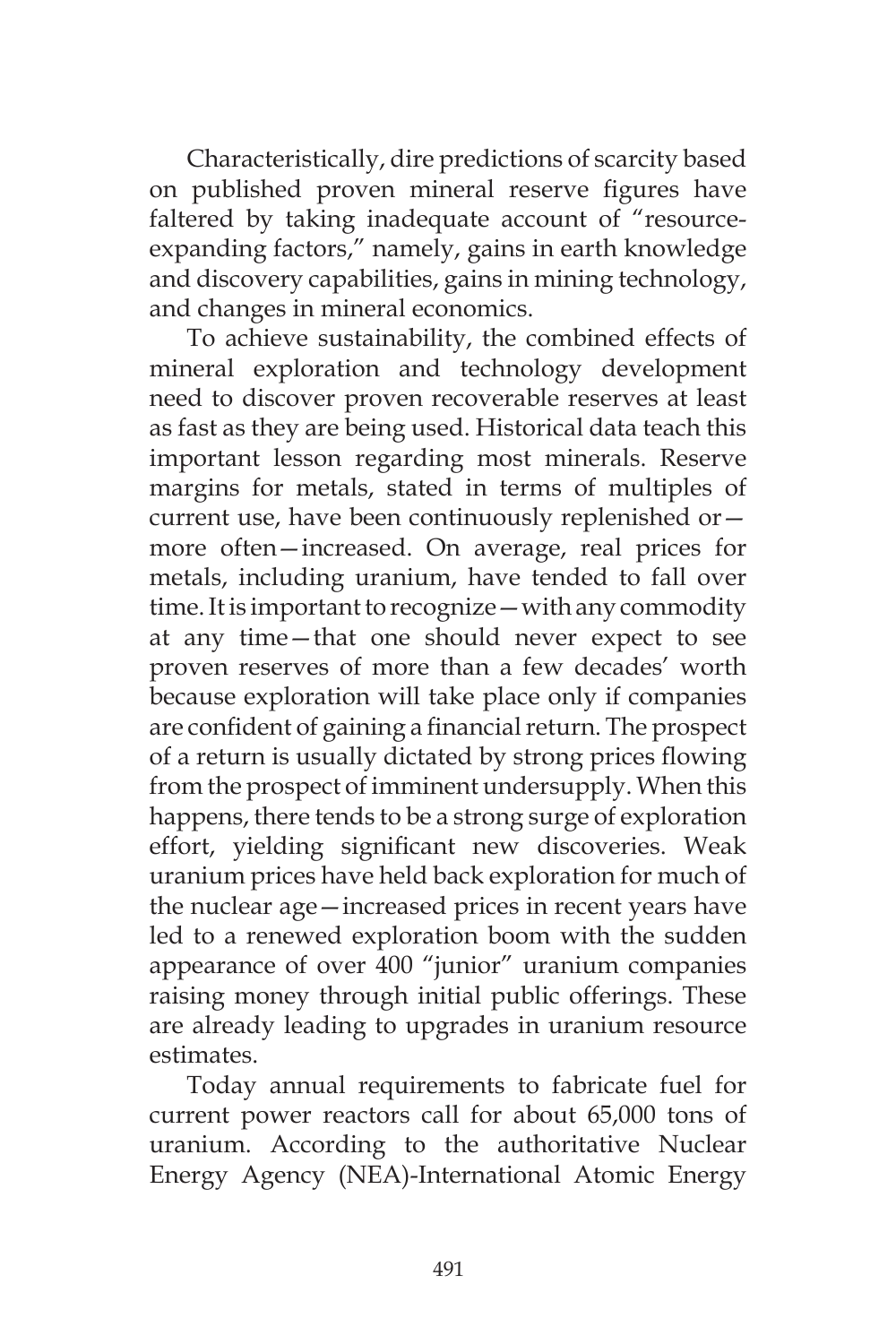Characteristically, dire predictions of scarcity based on published proven mineral reserve figures have faltered by taking inadequate account of "resource-expanding factors," namely, gains in earth knowledge and discovery capabilities, gains in mining technology, and changes in mineral economics.

To achieve sustainability, the combined effects of mineral exploration and technology development need to discover proven recoverable reserves at least as fast as they are being used. Historical data teach this important lesson regarding most minerals. Reserve margins for metals, stated in terms of multiples of current use, have been continuously replenished or—more often—increased. On average, real prices for metals, including uranium, have tended to fall over time. It is important to recognize—with any commodity at any time—that one should never expect to see proven reserves of more than a few decades' worth because exploration will take place only if companies are confident of gaining a financial return. The prospect of a return is usually dictated by strong prices flowing from the prospect of imminent undersupply. When this happens, there tends to be a strong surge of exploration effort, yielding significant new discoveries. Weak uranium prices have held back exploration for much of the nuclear age—increased prices in recent years have led to a renewed exploration boom with the sudden appearance of over 400 "junior" uranium companies raising money through initial public offerings. These are already leading to upgrades in uranium resource estimates.

Today annual requirements to fabricate fuel for current power reactors call for about 65,000 tons of uranium. According to the authoritative Nuclear Energy Agency (NEA)-International Atomic Energy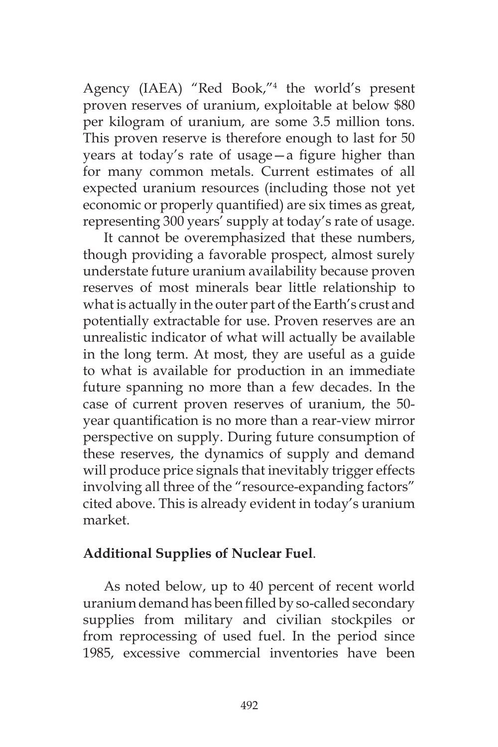Agency (IAEA) "Red Book,"[4] the world's present proven reserves of uranium, exploitable at below $80 per kilogram of uranium, are some 3.5 million tons. This proven reserve is therefore enough to last for 50 years at today's rate of usage—a figure higher than for many common metals. Current estimates of all expected uranium resources (including those not yet economic or properly quantified) are six times as great, representing 300 years' supply at today's rate of usage.

It cannot be overemphasized that these numbers, though providing a favorable prospect, almost surely understate future uranium availability because proven reserves of most minerals bear little relationship to what is actually in the outer part of the Earth's crust and potentially extractable for use. Proven reserves are an unrealistic indicator of what will actually be available in the long term. At most, they are useful as a guide to what is available for production in an immediate future spanning no more than a few decades. In the case of current proven reserves of uranium, the 50-year quantification is no more than a rear-view mirror perspective on supply. During future consumption of these reserves, the dynamics of supply and demand will produce price signals that inevitably trigger effects involving all three of the "resource-expanding factors" cited above. This is already evident in today's uranium market.

**Additional Supplies of Nuclear Fuel**.

As noted below, up to 40 percent of recent world uranium demand has been filled by so-called secondary supplies from military and civilian stockpiles or from reprocessing of used fuel. In the period since 1985, excessive commercial inventories have been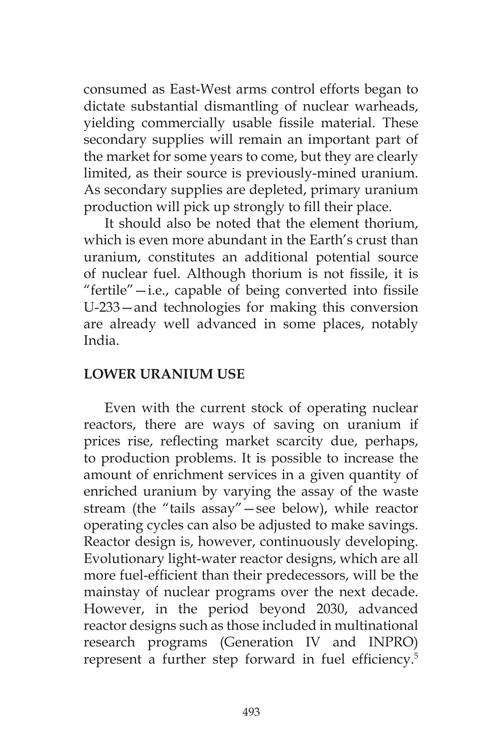consumed as East-West arms control efforts began to dictate substantial dismantling of nuclear warheads, yielding commercially usable fissile material. These secondary supplies will remain an important part of the market for some years to come, but they are clearly limited, as their source is previously-mined uranium. As secondary supplies are depleted, primary uranium production will pick up strongly to fill their place.

It should also be noted that the element thorium, which is even more abundant in the Earth's crust than uranium, constitutes an additional potential source of nuclear fuel. Although thorium is not fissile, it is "fertile"—i.e., capable of being converted into fissile U-233—and technologies for making this conversion are already well advanced in some places, notably India.

## LOWER URANIUM USE

Even with the current stock of operating nuclear reactors, there are ways of saving on uranium if prices rise, reflecting market scarcity due, perhaps, to production problems. It is possible to increase the amount of enrichment services in a given quantity of enriched uranium by varying the assay of the waste stream (the "tails assay"—see below), while reactor operating cycles can also be adjusted to make savings. Reactor design is, however, continuously developing. Evolutionary light-water reactor designs, which are all more fuel-efficient than their predecessors, will be the mainstay of nuclear programs over the next decade. However, in the period beyond 2030, advanced reactor designs such as those included in multinational research programs (Generation IV and INPRO) represent a further step forward in fuel efficiency.[5]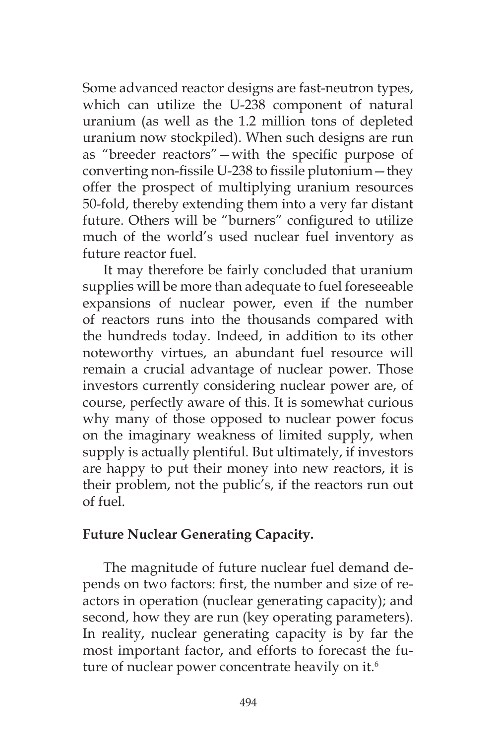Some advanced reactor designs are fast-neutron types, which can utilize the U-238 component of natural uranium (as well as the 1.2 million tons of depleted uranium now stockpiled). When such designs are run as "breeder reactors"—with the specific purpose of converting non-fissile U-238 to fissile plutonium—they offer the prospect of multiplying uranium resources 50-fold, thereby extending them into a very far distant future. Others will be "burners" configured to utilize much of the world's used nuclear fuel inventory as future reactor fuel.

It may therefore be fairly concluded that uranium supplies will be more than adequate to fuel foreseeable expansions of nuclear power, even if the number of reactors runs into the thousands compared with the hundreds today. Indeed, in addition to its other noteworthy virtues, an abundant fuel resource will remain a crucial advantage of nuclear power. Those investors currently considering nuclear power are, of course, perfectly aware of this. It is somewhat curious why many of those opposed to nuclear power focus on the imaginary weakness of limited supply, when supply is actually plentiful. But ultimately, if investors are happy to put their money into new reactors, it is their problem, not the public's, if the reactors run out of fuel.

**Future Nuclear Generating Capacity.**

The magnitude of future nuclear fuel demand depends on two factors: first, the number and size of reactors in operation (nuclear generating capacity); and second, how they are run (key operating parameters). In reality, nuclear generating capacity is by far the most important factor, and efforts to forecast the future of nuclear power concentrate heavily on it.[6]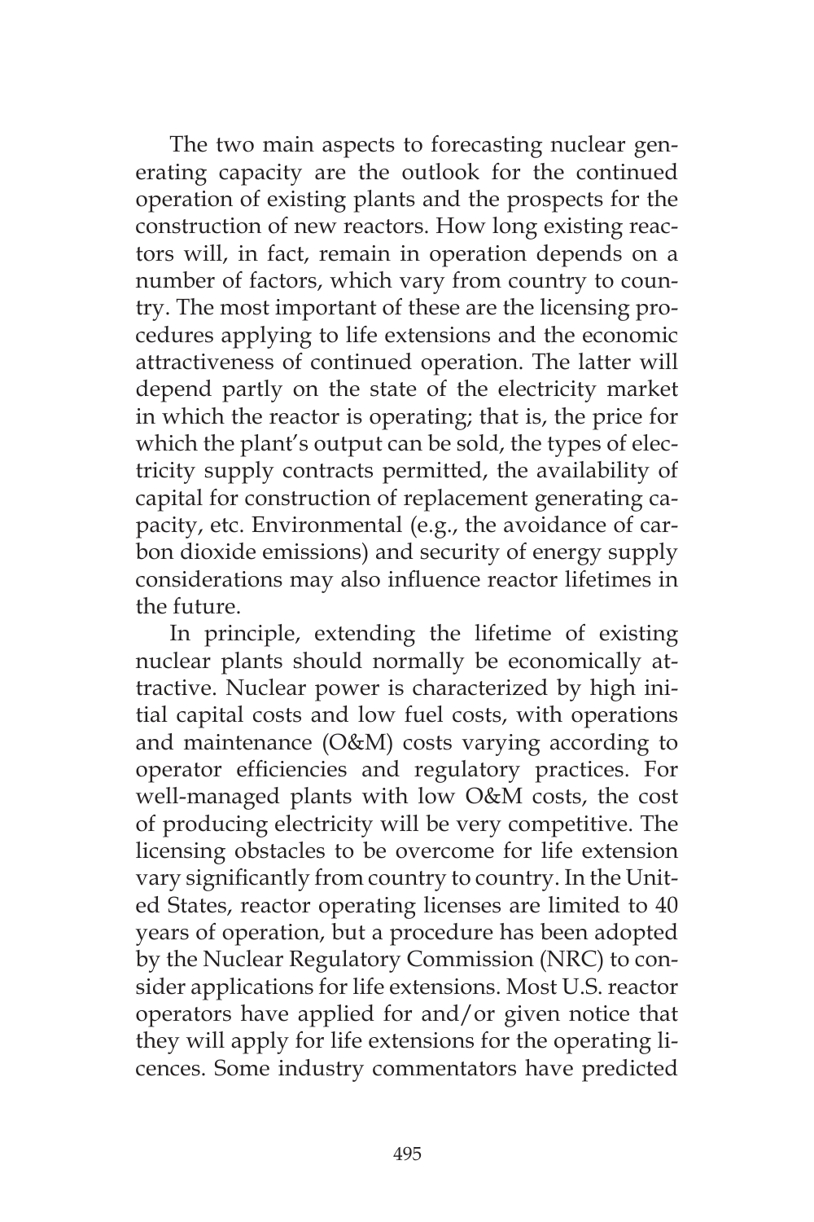The two main aspects to forecasting nuclear generating capacity are the outlook for the continued operation of existing plants and the prospects for the construction of new reactors. How long existing reactors will, in fact, remain in operation depends on a number of factors, which vary from country to country. The most important of these are the licensing procedures applying to life extensions and the economic attractiveness of continued operation. The latter will depend partly on the state of the electricity market in which the reactor is operating; that is, the price for which the plant's output can be sold, the types of electricity supply contracts permitted, the availability of capital for construction of replacement generating capacity, etc. Environmental (e.g., the avoidance of carbon dioxide emissions) and security of energy supply considerations may also influence reactor lifetimes in the future.

In principle, extending the lifetime of existing nuclear plants should normally be economically attractive. Nuclear power is characterized by high initial capital costs and low fuel costs, with operations and maintenance (O&M) costs varying according to operator efficiencies and regulatory practices. For well-managed plants with low O&M costs, the cost of producing electricity will be very competitive. The licensing obstacles to be overcome for life extension vary significantly from country to country. In the United States, reactor operating licenses are limited to 40 years of operation, but a procedure has been adopted by the Nuclear Regulatory Commission (NRC) to consider applications for life extensions. Most U.S. reactor operators have applied for and/or given notice that they will apply for life extensions for the operating licences. Some industry commentators have predicted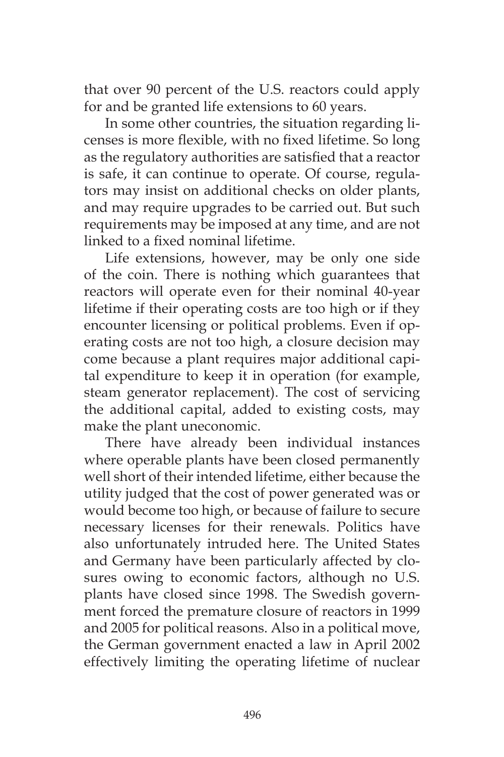that over 90 percent of the U.S. reactors could apply for and be granted life extensions to 60 years.

In some other countries, the situation regarding licenses is more flexible, with no fixed lifetime. So long as the regulatory authorities are satisfied that a reactor is safe, it can continue to operate. Of course, regulators may insist on additional checks on older plants, and may require upgrades to be carried out. But such requirements may be imposed at any time, and are not linked to a fixed nominal lifetime.

Life extensions, however, may be only one side of the coin. There is nothing which guarantees that reactors will operate even for their nominal 40-year lifetime if their operating costs are too high or if they encounter licensing or political problems. Even if operating costs are not too high, a closure decision may come because a plant requires major additional capital expenditure to keep it in operation (for example, steam generator replacement). The cost of servicing the additional capital, added to existing costs, may make the plant uneconomic.

There have already been individual instances where operable plants have been closed permanently well short of their intended lifetime, either because the utility judged that the cost of power generated was or would become too high, or because of failure to secure necessary licenses for their renewals. Politics have also unfortunately intruded here. The United States and Germany have been particularly affected by closures owing to economic factors, although no U.S. plants have closed since 1998. The Swedish government forced the premature closure of reactors in 1999 and 2005 for political reasons. Also in a political move, the German government enacted a law in April 2002 effectively limiting the operating lifetime of nuclear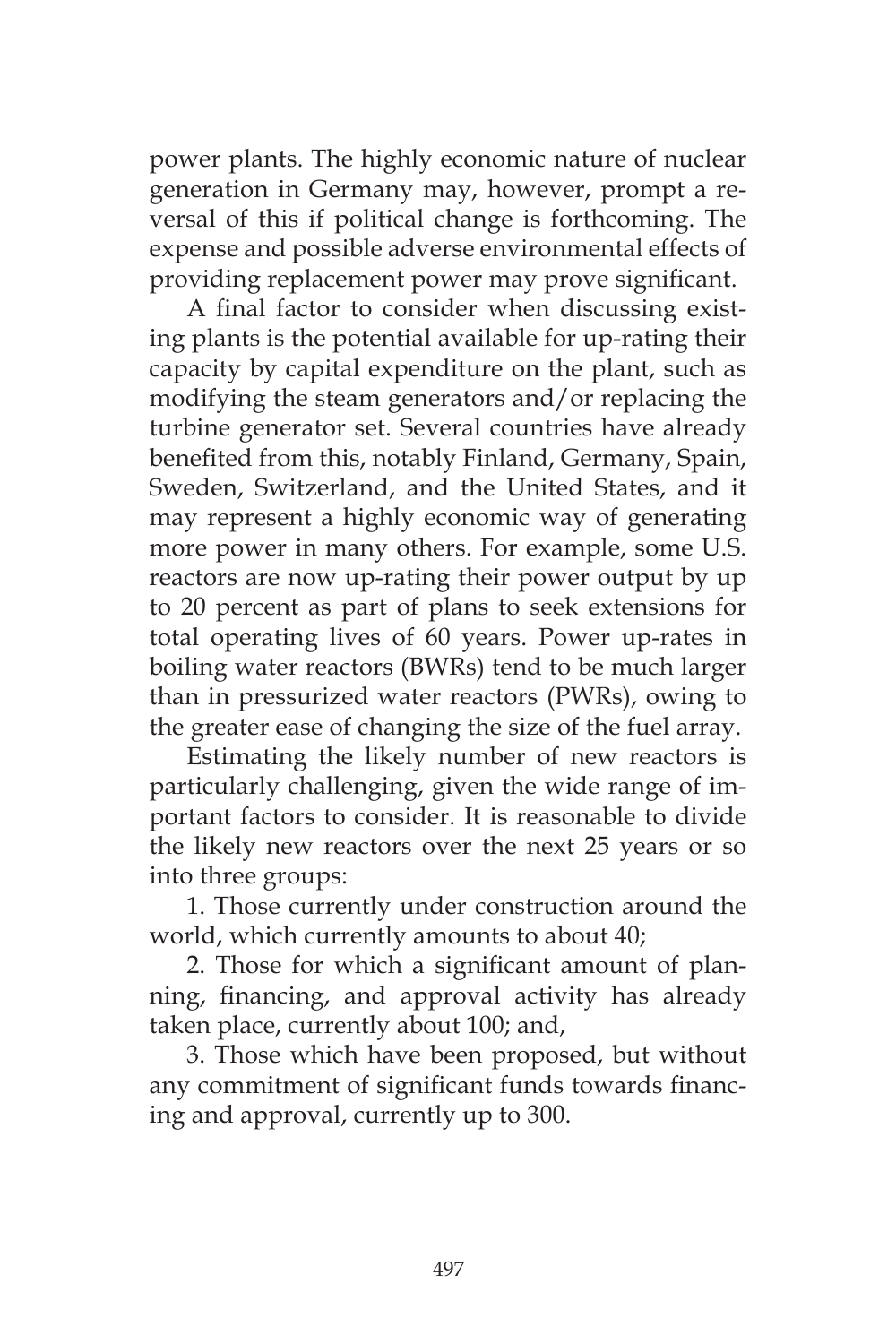power plants. The highly economic nature of nuclear generation in Germany may, however, prompt a reversal of this if political change is forthcoming. The expense and possible adverse environmental effects of providing replacement power may prove significant.

A final factor to consider when discussing existing plants is the potential available for up-rating their capacity by capital expenditure on the plant, such as modifying the steam generators and/or replacing the turbine generator set. Several countries have already benefited from this, notably Finland, Germany, Spain, Sweden, Switzerland, and the United States, and it may represent a highly economic way of generating more power in many others. For example, some U.S. reactors are now up-rating their power output by up to 20 percent as part of plans to seek extensions for total operating lives of 60 years. Power up-rates in boiling water reactors (BWRs) tend to be much larger than in pressurized water reactors (PWRs), owing to the greater ease of changing the size of the fuel array.

Estimating the likely number of new reactors is particularly challenging, given the wide range of important factors to consider. It is reasonable to divide the likely new reactors over the next 25 years or so into three groups:

1. Those currently under construction around the world, which currently amounts to about 40;

2. Those for which a significant amount of planning, financing, and approval activity has already taken place, currently about 100; and,

3. Those which have been proposed, but without any commitment of significant funds towards financing and approval, currently up to 300.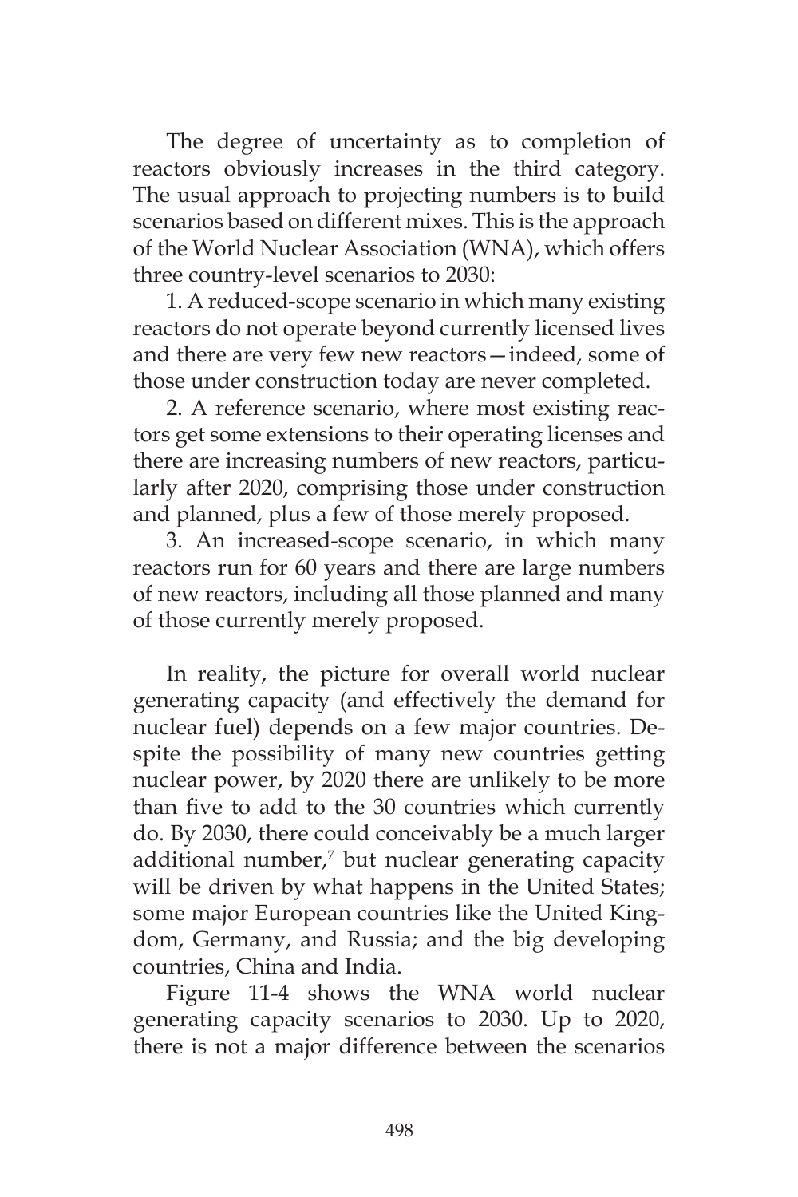The degree of uncertainty as to completion of reactors obviously increases in the third category. The usual approach to projecting numbers is to build scenarios based on different mixes. This is the approach of the World Nuclear Association (WNA), which offers three country-level scenarios to 2030:

1. A reduced-scope scenario in which many existing reactors do not operate beyond currently licensed lives and there are very few new reactors—indeed, some of those under construction today are never completed.

2. A reference scenario, where most existing reactors get some extensions to their operating licenses and there are increasing numbers of new reactors, particularly after 2020, comprising those under construction and planned, plus a few of those merely proposed.

3. An increased-scope scenario, in which many reactors run for 60 years and there are large numbers of new reactors, including all those planned and many of those currently merely proposed.

In reality, the picture for overall world nuclear generating capacity (and effectively the demand for nuclear fuel) depends on a few major countries. Despite the possibility of many new countries getting nuclear power, by 2020 there are unlikely to be more than five to add to the 30 countries which currently do. By 2030, there could conceivably be a much larger additional number,[7] but nuclear generating capacity will be driven by what happens in the United States; some major European countries like the United Kingdom, Germany, and Russia; and the big developing countries, China and India.

Figure 11-4 shows the WNA world nuclear generating capacity scenarios to 2030. Up to 2020, there is not a major difference between the scenarios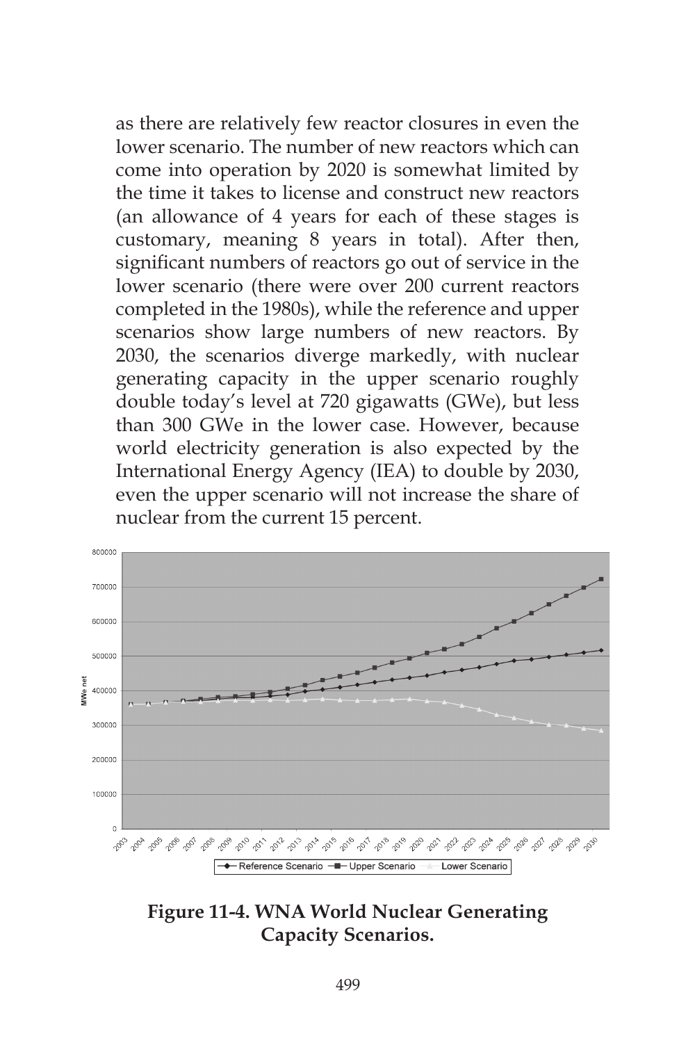as there are relatively few reactor closures in even the lower scenario. The number of new reactors which can come into operation by 2020 is somewhat limited by the time it takes to license and construct new reactors (an allowance of 4 years for each of these stages is customary, meaning 8 years in total). After then, significant numbers of reactors go out of service in the lower scenario (there were over 200 current reactors completed in the 1980s), while the reference and upper scenarios show large numbers of new reactors. By 2030, the scenarios diverge markedly, with nuclear generating capacity in the upper scenario roughly double today's level at 720 gigawatts (GWe), but less than 300 GWe in the lower case. However, because world electricity generation is also expected by the International Energy Agency (IEA) to double by 2030, even the upper scenario will not increase the share of nuclear from the current 15 percent.

**Figure 11-4. WNA World Nuclear Generating Capacity Scenarios.**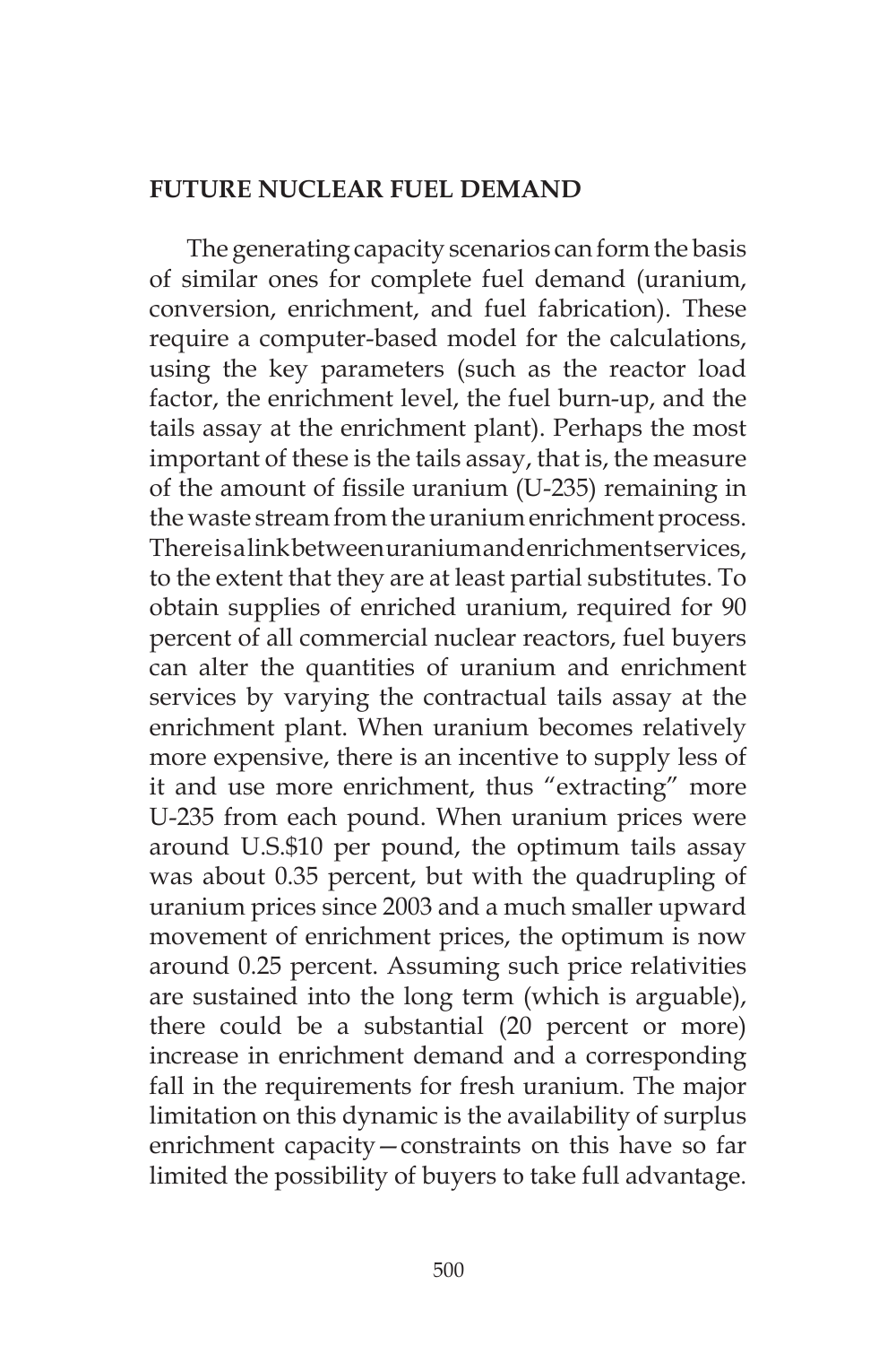## FUTURE NUCLEAR FUEL DEMAND

The generating capacity scenarios can form the basis of similar ones for complete fuel demand (uranium, conversion, enrichment, and fuel fabrication). These require a computer-based model for the calculations, using the key parameters (such as the reactor load factor, the enrichment level, the fuel burn-up, and the tails assay at the enrichment plant). Perhaps the most important of these is the tails assay, that is, the measure of the amount of fissile uranium (U-235) remaining in the waste stream from the uranium enrichment process. There is a link between uranium and enrichment services, to the extent that they are at least partial substitutes. To obtain supplies of enriched uranium, required for 90 percent of all commercial nuclear reactors, fuel buyers can alter the quantities of uranium and enrichment services by varying the contractual tails assay at the enrichment plant. When uranium becomes relatively more expensive, there is an incentive to supply less of it and use more enrichment, thus "extracting" more U-235 from each pound. When uranium prices were around U.S.$10 per pound, the optimum tails assay was about 0.35 percent, but with the quadrupling of uranium prices since 2003 and a much smaller upward movement of enrichment prices, the optimum is now around 0.25 percent. Assuming such price relativities are sustained into the long term (which is arguable), there could be a substantial (20 percent or more) increase in enrichment demand and a corresponding fall in the requirements for fresh uranium. The major limitation on this dynamic is the availability of surplus enrichment capacity—constraints on this have so far limited the possibility of buyers to take full advantage.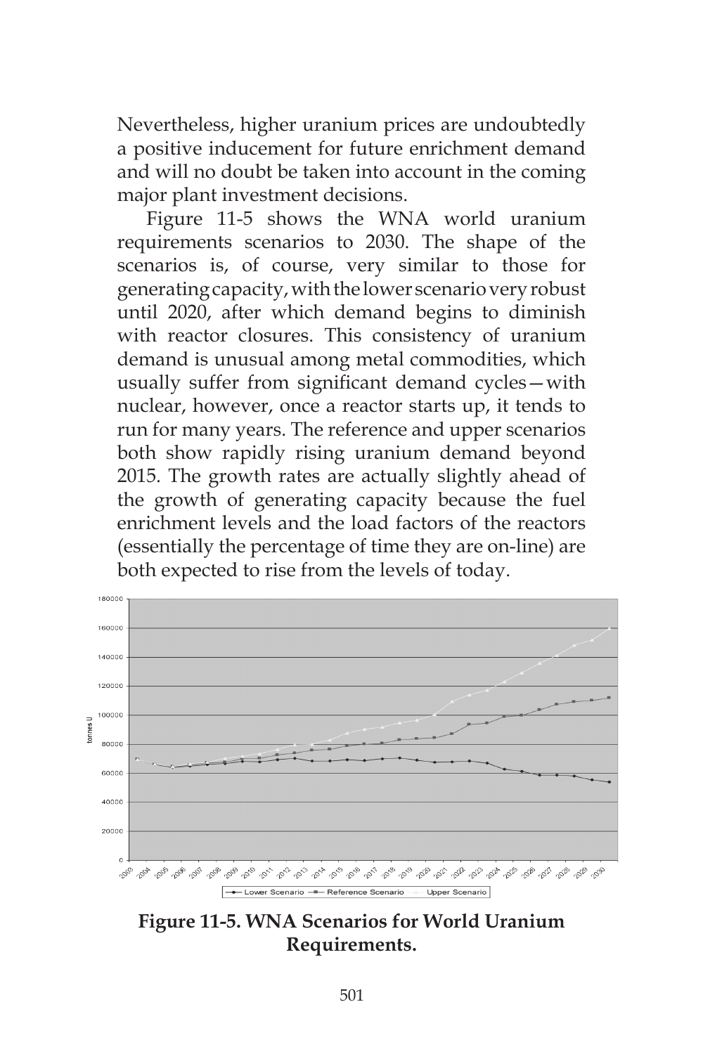Nevertheless, higher uranium prices are undoubtedly a positive inducement for future enrichment demand and will no doubt be taken into account in the coming major plant investment decisions.

Figure 11-5 shows the WNA world uranium requirements scenarios to 2030. The shape of the scenarios is, of course, very similar to those for generating capacity, with the lower scenario very robust until 2020, after which demand begins to diminish with reactor closures. This consistency of uranium demand is unusual among metal commodities, which usually suffer from significant demand cycles—with nuclear, however, once a reactor starts up, it tends to run for many years. The reference and upper scenarios both show rapidly rising uranium demand beyond 2015. The growth rates are actually slightly ahead of the growth of generating capacity because the fuel enrichment levels and the load factors of the reactors (essentially the percentage of time they are on-line) are both expected to rise from the levels of today.

**Figure 11-5. WNA Scenarios for World Uranium Requirements.**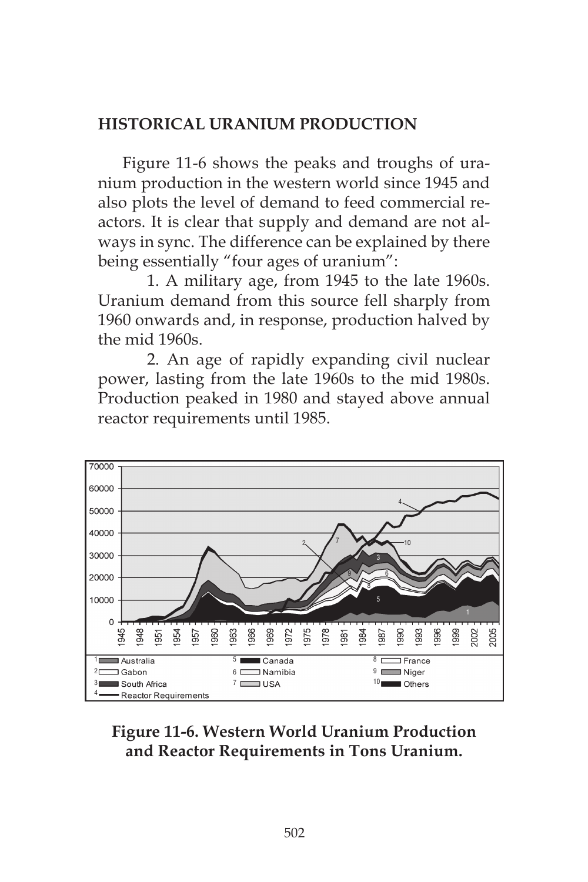## HISTORICAL URANIUM PRODUCTION

Figure 11-6 shows the peaks and troughs of uranium production in the western world since 1945 and also plots the level of demand to feed commercial reactors. It is clear that supply and demand are not always in sync. The difference can be explained by there being essentially "four ages of uranium":

1. A military age, from 1945 to the late 1960s. Uranium demand from this source fell sharply from 1960 onwards and, in response, production halved by the mid 1960s.

2. An age of rapidly expanding civil nuclear power, lasting from the late 1960s to the mid 1980s. Production peaked in 1980 and stayed above annual reactor requirements until 1985.

**Figure 11-6. Western World Uranium Production and Reactor Requirements in Tons Uranium.**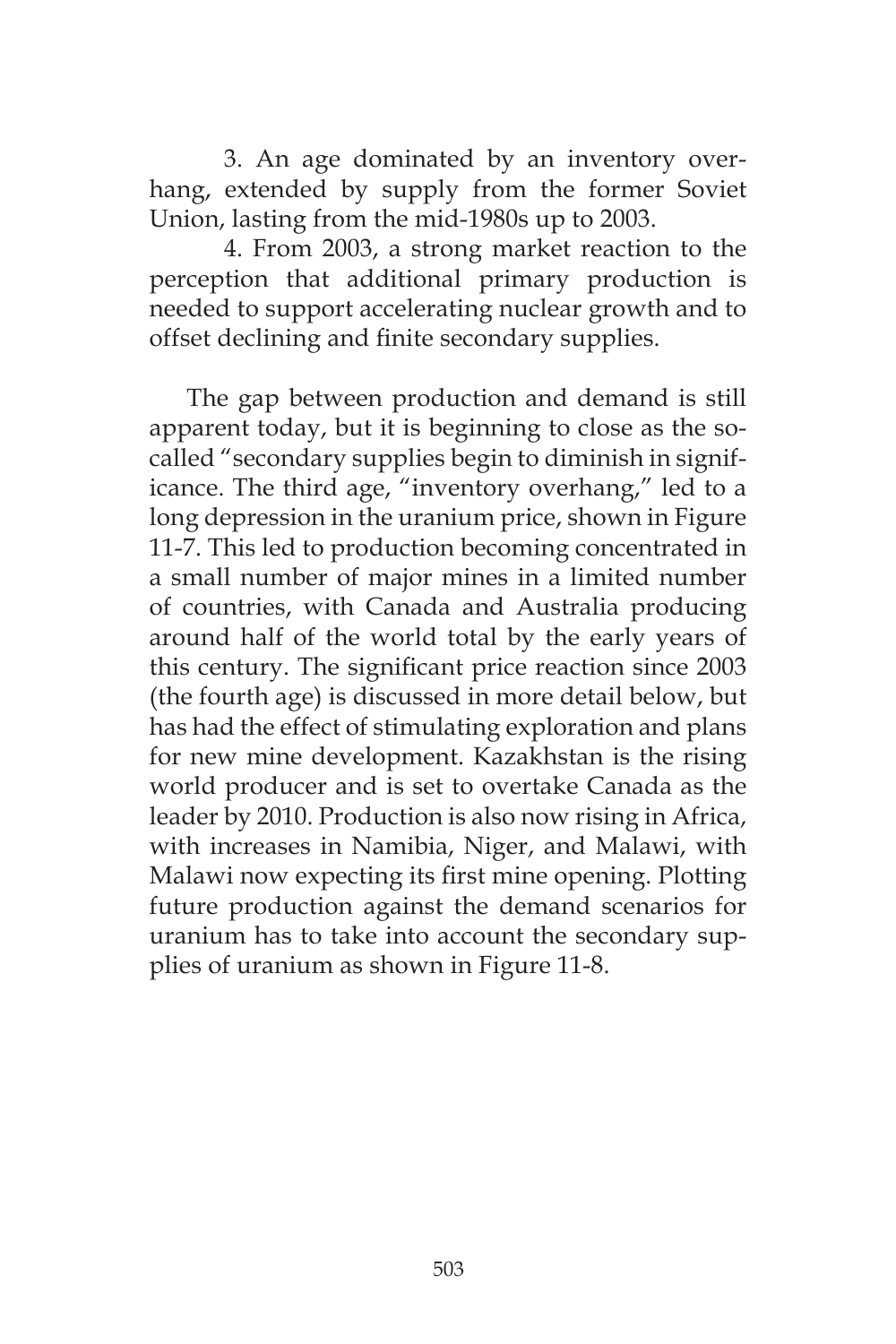3. An age dominated by an inventory overhang, extended by supply from the former Soviet Union, lasting from the mid-1980s up to 2003.

4. From 2003, a strong market reaction to the perception that additional primary production is needed to support accelerating nuclear growth and to offset declining and finite secondary supplies.

The gap between production and demand is still apparent today, but it is beginning to close as the so-called "secondary supplies begin to diminish in significance. The third age, "inventory overhang," led to a long depression in the uranium price, shown in Figure 11-7. This led to production becoming concentrated in a small number of major mines in a limited number of countries, with Canada and Australia producing around half of the world total by the early years of this century. The significant price reaction since 2003 (the fourth age) is discussed in more detail below, but has had the effect of stimulating exploration and plans for new mine development. Kazakhstan is the rising world producer and is set to overtake Canada as the leader by 2010. Production is also now rising in Africa, with increases in Namibia, Niger, and Malawi, with Malawi now expecting its first mine opening. Plotting future production against the demand scenarios for uranium has to take into account the secondary supplies of uranium as shown in Figure 11-8.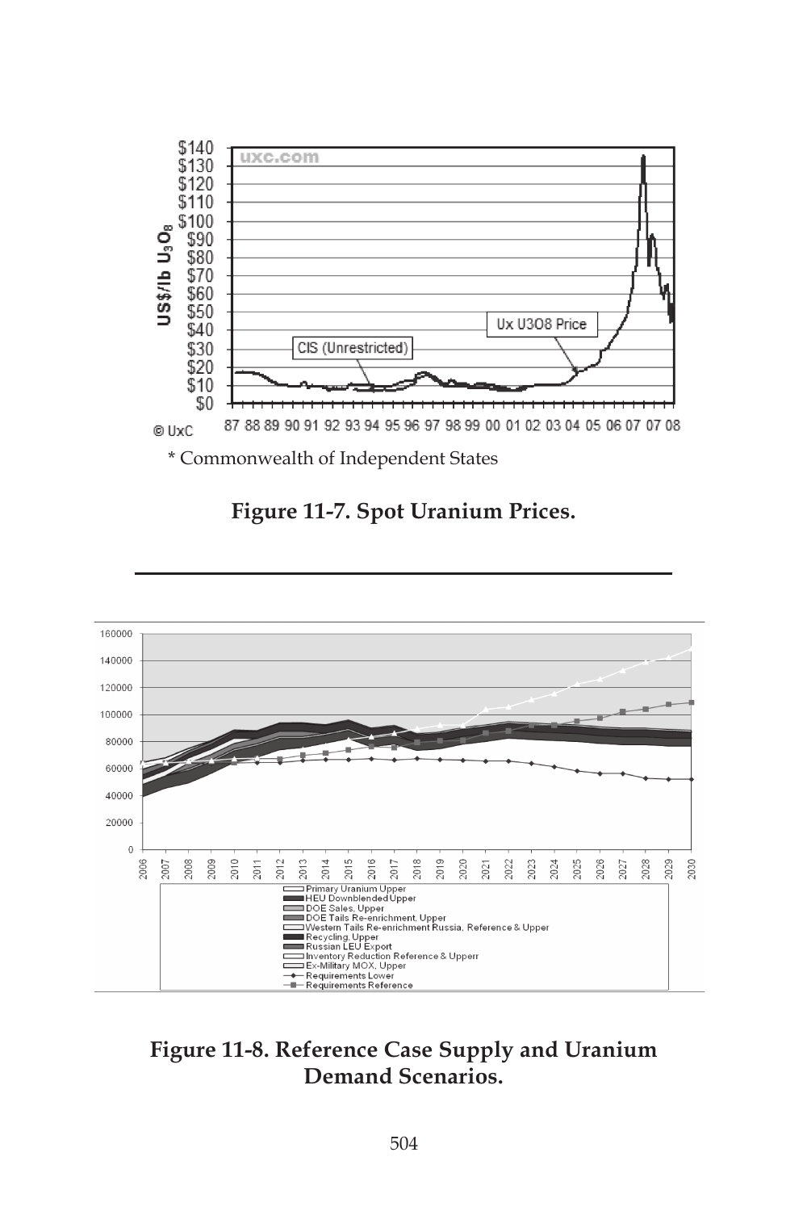\* Commonwealth of Independent States

**Figure 11-7. Spot Uranium Prices.**

**Figure 11-8. Reference Case Supply and Uranium Demand Scenarios.**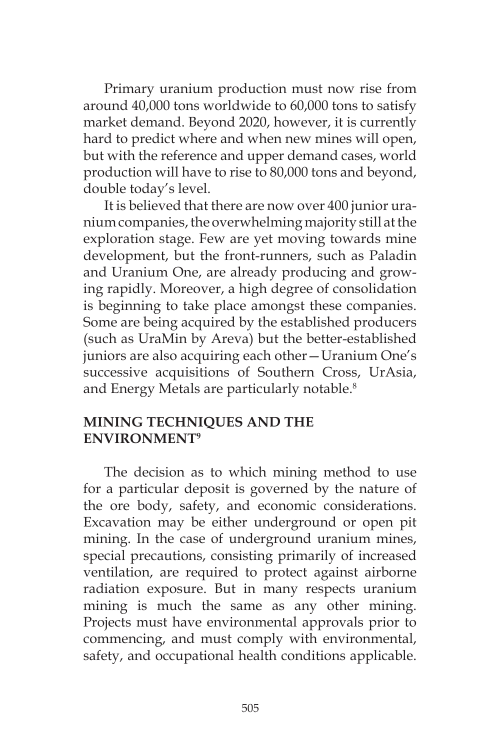Primary uranium production must now rise from around 40,000 tons worldwide to 60,000 tons to satisfy market demand. Beyond 2020, however, it is currently hard to predict where and when new mines will open, but with the reference and upper demand cases, world production will have to rise to 80,000 tons and beyond, double today's level.

It is believed that there are now over 400 junior uranium companies, the overwhelming majority still at the exploration stage. Few are yet moving towards mine development, but the front-runners, such as Paladin and Uranium One, are already producing and growing rapidly. Moreover, a high degree of consolidation is beginning to take place amongst these companies. Some are being acquired by the established producers (such as UraMin by Areva) but the better-established juniors are also acquiring each other—Uranium One's successive acquisitions of Southern Cross, UrAsia, and Energy Metals are particularly notable.[8]

## MINING TECHNIQUES AND THE ENVIRONMENT[9]

The decision as to which mining method to use for a particular deposit is governed by the nature of the ore body, safety, and economic considerations. Excavation may be either underground or open pit mining. In the case of underground uranium mines, special precautions, consisting primarily of increased ventilation, are required to protect against airborne radiation exposure. But in many respects uranium mining is much the same as any other mining. Projects must have environmental approvals prior to commencing, and must comply with environmental, safety, and occupational health conditions applicable.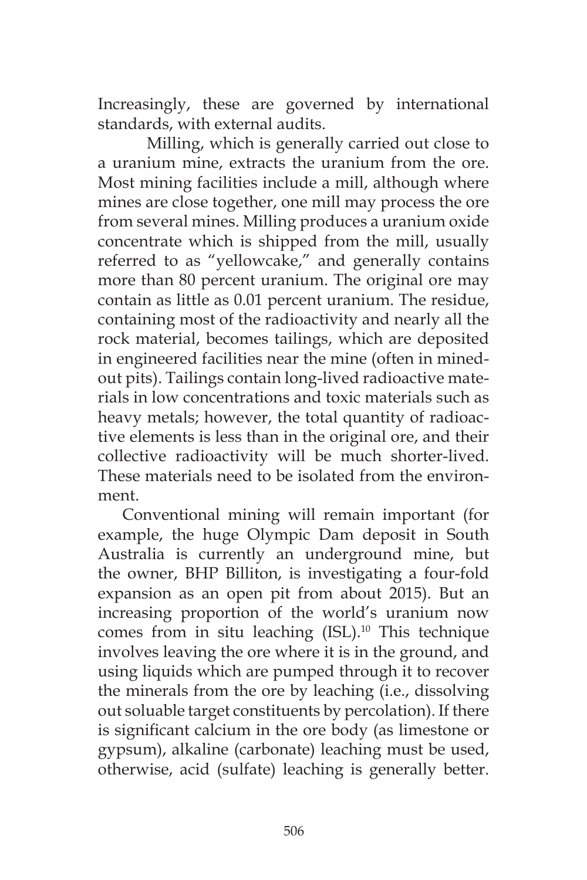Increasingly, these are governed by international standards, with external audits.

Milling, which is generally carried out close to a uranium mine, extracts the uranium from the ore. Most mining facilities include a mill, although where mines are close together, one mill may process the ore from several mines. Milling produces a uranium oxide concentrate which is shipped from the mill, usually referred to as "yellowcake," and generally contains more than 80 percent uranium. The original ore may contain as little as 0.01 percent uranium. The residue, containing most of the radioactivity and nearly all the rock material, becomes tailings, which are deposited in engineered facilities near the mine (often in mined-out pits). Tailings contain long-lived radioactive materials in low concentrations and toxic materials such as heavy metals; however, the total quantity of radioactive elements is less than in the original ore, and their collective radioactivity will be much shorter-lived. These materials need to be isolated from the environment.

Conventional mining will remain important (for example, the huge Olympic Dam deposit in South Australia is currently an underground mine, but the owner, BHP Billiton, is investigating a four-fold expansion as an open pit from about 2015). But an increasing proportion of the world's uranium now comes from in situ leaching (ISL).[10] This technique involves leaving the ore where it is in the ground, and using liquids which are pumped through it to recover the minerals from the ore by leaching (i.e., dissolving out soluable target constituents by percolation). If there is significant calcium in the ore body (as limestone or gypsum), alkaline (carbonate) leaching must be used, otherwise, acid (sulfate) leaching is generally better.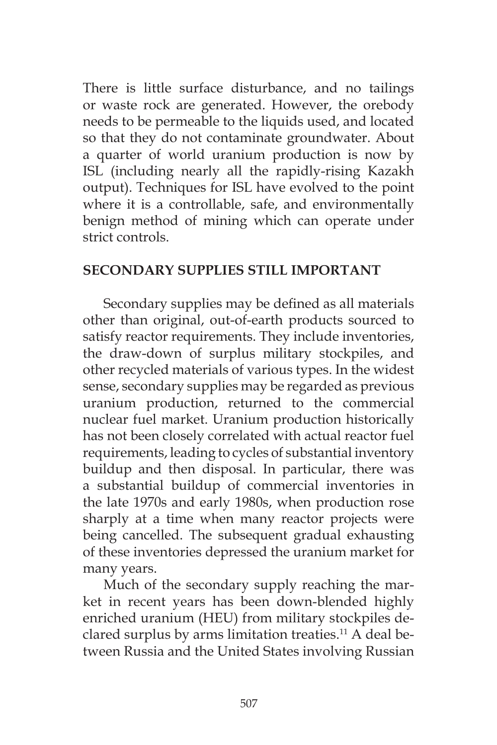There is little surface disturbance, and no tailings or waste rock are generated. However, the orebody needs to be permeable to the liquids used, and located so that they do not contaminate groundwater. About a quarter of world uranium production is now by ISL (including nearly all the rapidly-rising Kazakh output). Techniques for ISL have evolved to the point where it is a controllable, safe, and environmentally benign method of mining which can operate under strict controls.

## SECONDARY SUPPLIES STILL IMPORTANT

Secondary supplies may be defined as all materials other than original, out-of-earth products sourced to satisfy reactor requirements. They include inventories, the draw-down of surplus military stockpiles, and other recycled materials of various types. In the widest sense, secondary supplies may be regarded as previous uranium production, returned to the commercial nuclear fuel market. Uranium production historically has not been closely correlated with actual reactor fuel requirements, leading to cycles of substantial inventory buildup and then disposal. In particular, there was a substantial buildup of commercial inventories in the late 1970s and early 1980s, when production rose sharply at a time when many reactor projects were being cancelled. The subsequent gradual exhausting of these inventories depressed the uranium market for many years.

Much of the secondary supply reaching the market in recent years has been down-blended highly enriched uranium (HEU) from military stockpiles declared surplus by arms limitation treaties.[11] A deal between Russia and the United States involving Russian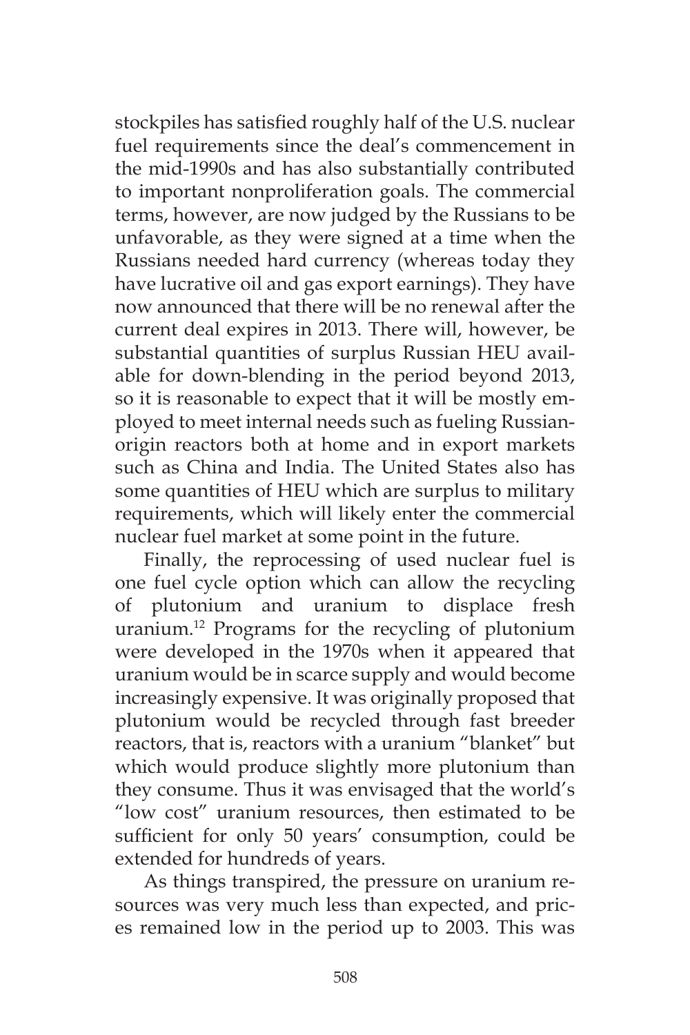stockpiles has satisfied roughly half of the U.S. nuclear fuel requirements since the deal's commencement in the mid-1990s and has also substantially contributed to important nonproliferation goals. The commercial terms, however, are now judged by the Russians to be unfavorable, as they were signed at a time when the Russians needed hard currency (whereas today they have lucrative oil and gas export earnings). They have now announced that there will be no renewal after the current deal expires in 2013. There will, however, be substantial quantities of surplus Russian HEU available for down-blending in the period beyond 2013, so it is reasonable to expect that it will be mostly employed to meet internal needs such as fueling Russian-origin reactors both at home and in export markets such as China and India. The United States also has some quantities of HEU which are surplus to military requirements, which will likely enter the commercial nuclear fuel market at some point in the future.

Finally, the reprocessing of used nuclear fuel is one fuel cycle option which can allow the recycling of plutonium and uranium to displace fresh uranium.[12] Programs for the recycling of plutonium were developed in the 1970s when it appeared that uranium would be in scarce supply and would become increasingly expensive. It was originally proposed that plutonium would be recycled through fast breeder reactors, that is, reactors with a uranium "blanket" but which would produce slightly more plutonium than they consume. Thus it was envisaged that the world's "low cost" uranium resources, then estimated to be sufficient for only 50 years' consumption, could be extended for hundreds of years.

As things transpired, the pressure on uranium resources was very much less than expected, and prices remained low in the period up to 2003. This was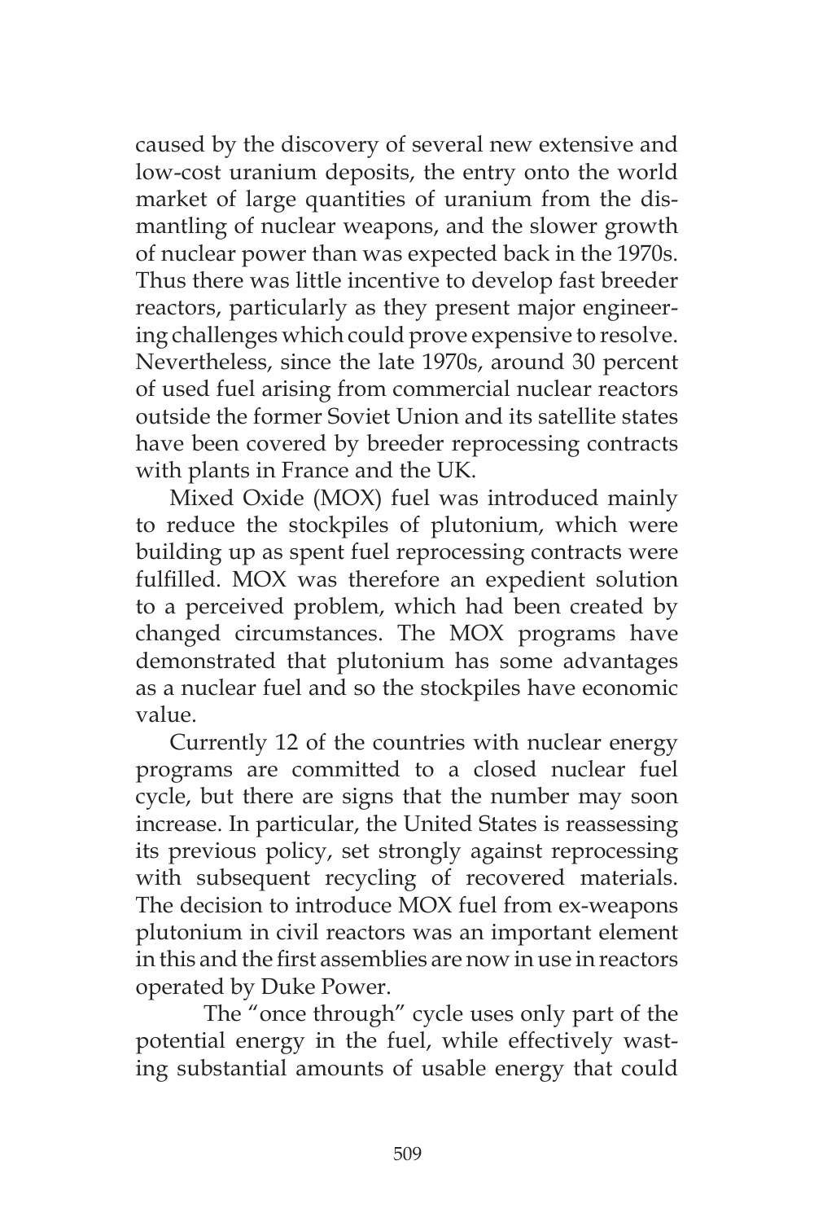caused by the discovery of several new extensive and low-cost uranium deposits, the entry onto the world market of large quantities of uranium from the dismantling of nuclear weapons, and the slower growth of nuclear power than was expected back in the 1970s. Thus there was little incentive to develop fast breeder reactors, particularly as they present major engineering challenges which could prove expensive to resolve. Nevertheless, since the late 1970s, around 30 percent of used fuel arising from commercial nuclear reactors outside the former Soviet Union and its satellite states have been covered by breeder reprocessing contracts with plants in France and the UK.

Mixed Oxide (MOX) fuel was introduced mainly to reduce the stockpiles of plutonium, which were building up as spent fuel reprocessing contracts were fulfilled. MOX was therefore an expedient solution to a perceived problem, which had been created by changed circumstances. The MOX programs have demonstrated that plutonium has some advantages as a nuclear fuel and so the stockpiles have economic value.

Currently 12 of the countries with nuclear energy programs are committed to a closed nuclear fuel cycle, but there are signs that the number may soon increase. In particular, the United States is reassessing its previous policy, set strongly against reprocessing with subsequent recycling of recovered materials. The decision to introduce MOX fuel from ex-weapons plutonium in civil reactors was an important element in this and the first assemblies are now in use in reactors operated by Duke Power.

The "once through" cycle uses only part of the potential energy in the fuel, while effectively wasting substantial amounts of usable energy that could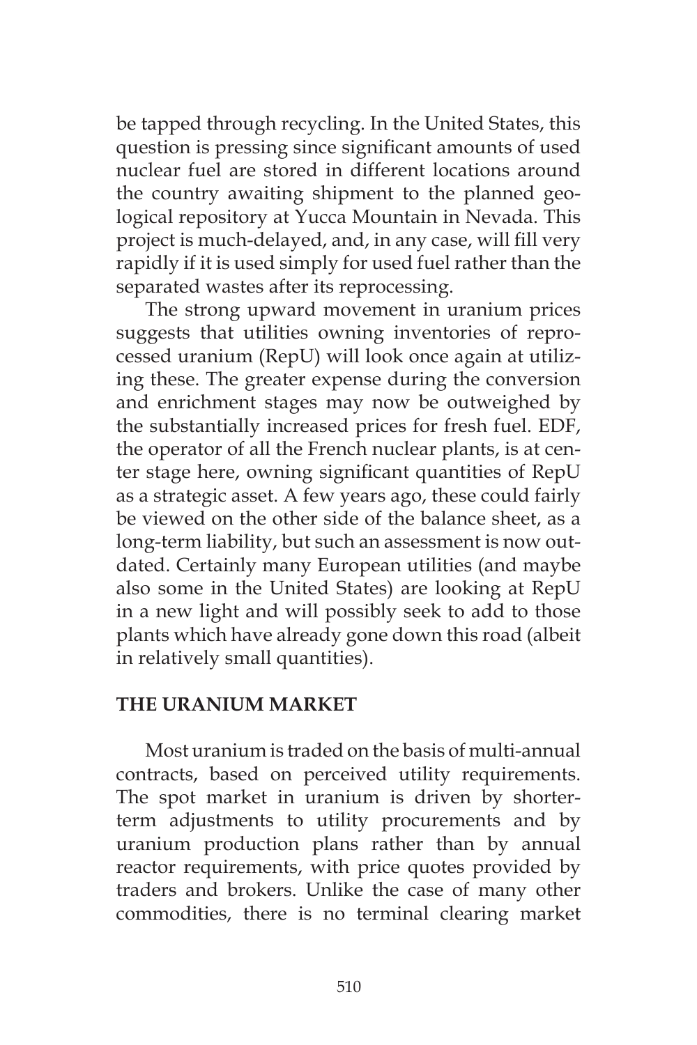be tapped through recycling. In the United States, this question is pressing since significant amounts of used nuclear fuel are stored in different locations around the country awaiting shipment to the planned geological repository at Yucca Mountain in Nevada. This project is much-delayed, and, in any case, will fill very rapidly if it is used simply for used fuel rather than the separated wastes after its reprocessing.

The strong upward movement in uranium prices suggests that utilities owning inventories of reprocessed uranium (RepU) will look once again at utilizing these. The greater expense during the conversion and enrichment stages may now be outweighed by the substantially increased prices for fresh fuel. EDF, the operator of all the French nuclear plants, is at center stage here, owning significant quantities of RepU as a strategic asset. A few years ago, these could fairly be viewed on the other side of the balance sheet, as a long-term liability, but such an assessment is now outdated. Certainly many European utilities (and maybe also some in the United States) are looking at RepU in a new light and will possibly seek to add to those plants which have already gone down this road (albeit in relatively small quantities).

## THE URANIUM MARKET

Most uranium is traded on the basis of multi-annual contracts, based on perceived utility requirements. The spot market in uranium is driven by shorter-term adjustments to utility procurements and by uranium production plans rather than by annual reactor requirements, with price quotes provided by traders and brokers. Unlike the case of many other commodities, there is no terminal clearing market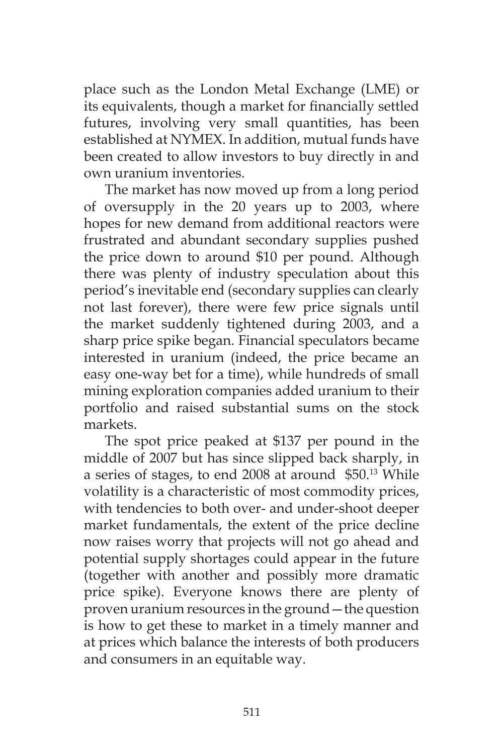place such as the London Metal Exchange (LME) or its equivalents, though a market for financially settled futures, involving very small quantities, has been established at NYMEX. In addition, mutual funds have been created to allow investors to buy directly in and own uranium inventories.

The market has now moved up from a long period of oversupply in the 20 years up to 2003, where hopes for new demand from additional reactors were frustrated and abundant secondary supplies pushed the price down to around $10 per pound. Although there was plenty of industry speculation about this period's inevitable end (secondary supplies can clearly not last forever), there were few price signals until the market suddenly tightened during 2003, and a sharp price spike began. Financial speculators became interested in uranium (indeed, the price became an easy one-way bet for a time), while hundreds of small mining exploration companies added uranium to their portfolio and raised substantial sums on the stock markets.

The spot price peaked at $137 per pound in the middle of 2007 but has since slipped back sharply, in a series of stages, to end 2008 at around $50.[13] While volatility is a characteristic of most commodity prices, with tendencies to both over- and under-shoot deeper market fundamentals, the extent of the price decline now raises worry that projects will not go ahead and potential supply shortages could appear in the future (together with another and possibly more dramatic price spike). Everyone knows there are plenty of proven uranium resources in the ground—the question is how to get these to market in a timely manner and at prices which balance the interests of both producers and consumers in an equitable way.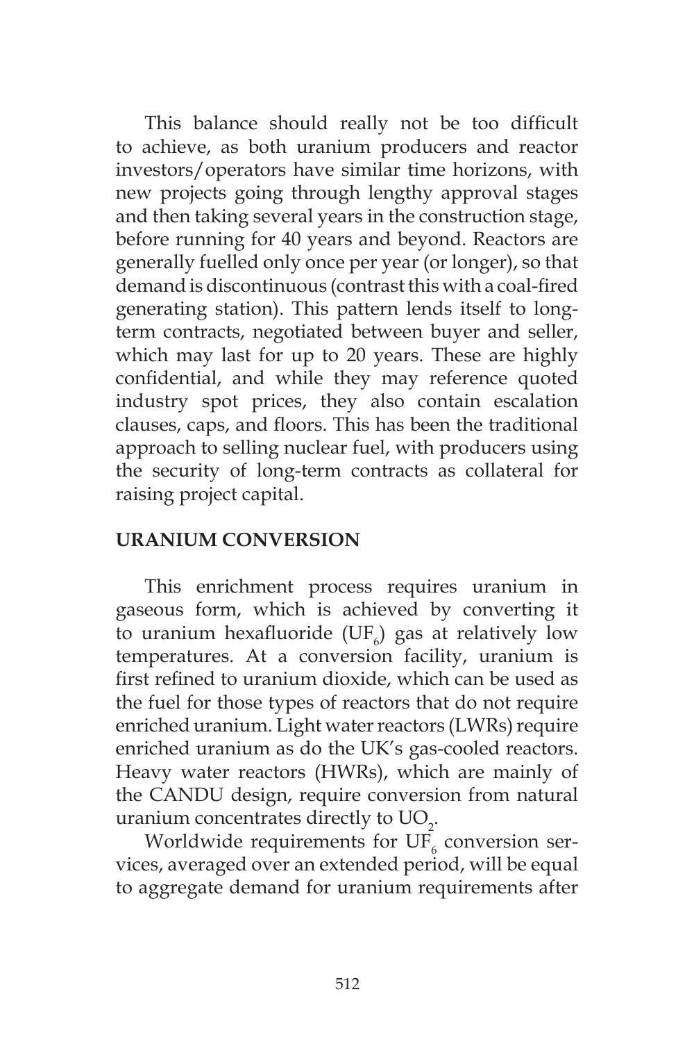This balance should really not be too difficult to achieve, as both uranium producers and reactor investors/operators have similar time horizons, with new projects going through lengthy approval stages and then taking several years in the construction stage, before running for 40 years and beyond. Reactors are generally fuelled only once per year (or longer), so that demand is discontinuous (contrast this with a coal-fired generating station). This pattern lends itself to long-term contracts, negotiated between buyer and seller, which may last for up to 20 years. These are highly confidential, and while they may reference quoted industry spot prices, they also contain escalation clauses, caps, and floors. This has been the traditional approach to selling nuclear fuel, with producers using the security of long-term contracts as collateral for raising project capital.

## URANIUM CONVERSION

This enrichment process requires uranium in gaseous form, which is achieved by converting it to uranium hexafluoride ($UF_6$) gas at relatively low temperatures. At a conversion facility, uranium is first refined to uranium dioxide, which can be used as the fuel for those types of reactors that do not require enriched uranium. Light water reactors (LWRs) require enriched uranium as do the UK's gas-cooled reactors. Heavy water reactors (HWRs), which are mainly of the CANDU design, require conversion from natural uranium concentrates directly to $UO_2$.

Worldwide requirements for $UF_6$ conversion services, averaged over an extended period, will be equal to aggregate demand for uranium requirements after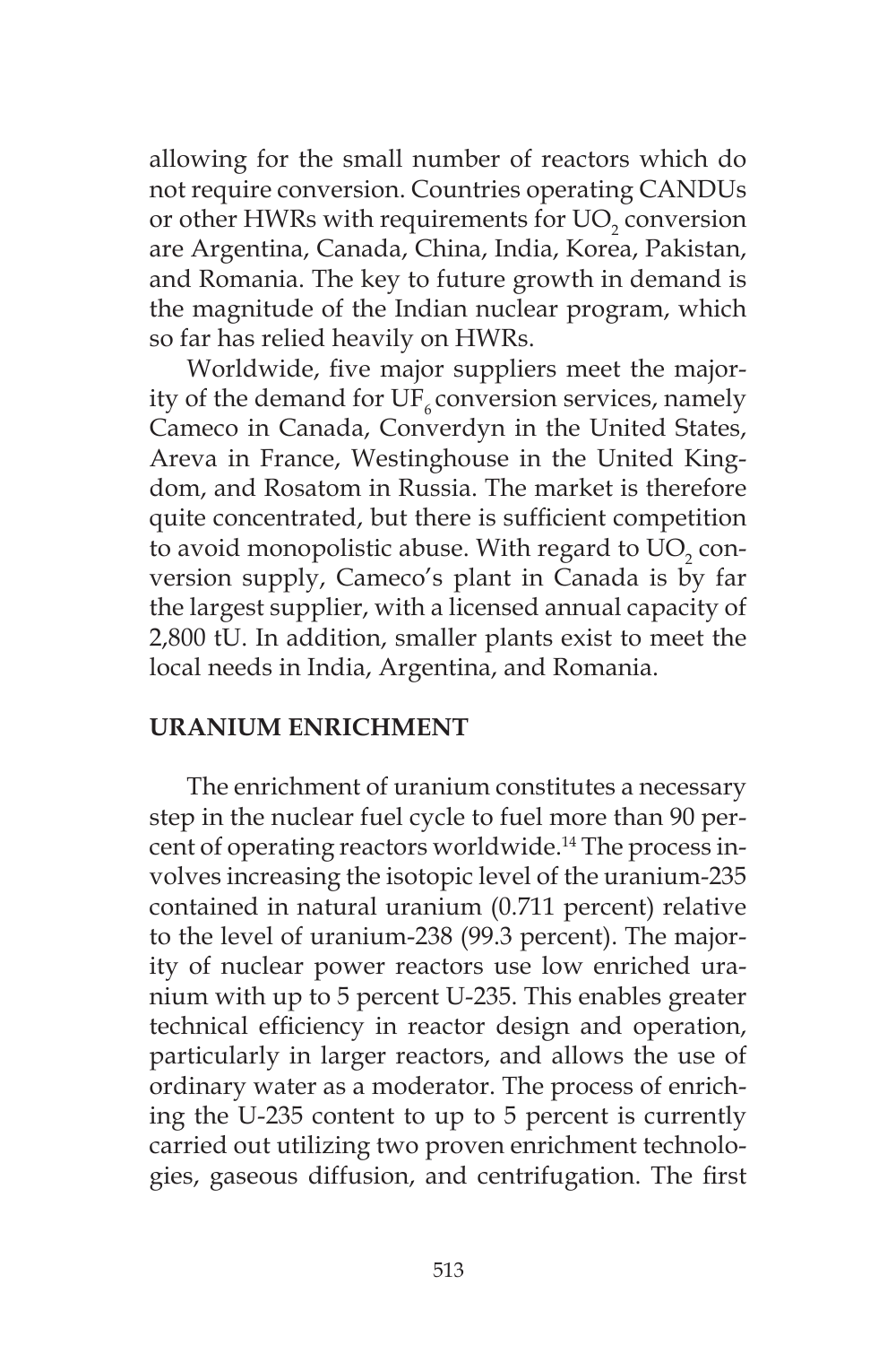allowing for the small number of reactors which do not require conversion. Countries operating CANDUs or other HWRs with requirements for $UO_2$ conversion are Argentina, Canada, China, India, Korea, Pakistan, and Romania. The key to future growth in demand is the magnitude of the Indian nuclear program, which so far has relied heavily on HWRs.

Worldwide, five major suppliers meet the majority of the demand for $UF_6$ conversion services, namely Cameco in Canada, Converdyn in the United States, Areva in France, Westinghouse in the United Kingdom, and Rosatom in Russia. The market is therefore quite concentrated, but there is sufficient competition to avoid monopolistic abuse. With regard to $UO_2$ conversion supply, Cameco's plant in Canada is by far the largest supplier, with a licensed annual capacity of 2,800 tU. In addition, smaller plants exist to meet the local needs in India, Argentina, and Romania.

## URANIUM ENRICHMENT

The enrichment of uranium constitutes a necessary step in the nuclear fuel cycle to fuel more than 90 percent of operating reactors worldwide.[14] The process involves increasing the isotopic level of the uranium-235 contained in natural uranium (0.711 percent) relative to the level of uranium-238 (99.3 percent). The majority of nuclear power reactors use low enriched uranium with up to 5 percent U-235. This enables greater technical efficiency in reactor design and operation, particularly in larger reactors, and allows the use of ordinary water as a moderator. The process of enriching the U-235 content to up to 5 percent is currently carried out utilizing two proven enrichment technologies, gaseous diffusion, and centrifugation. The first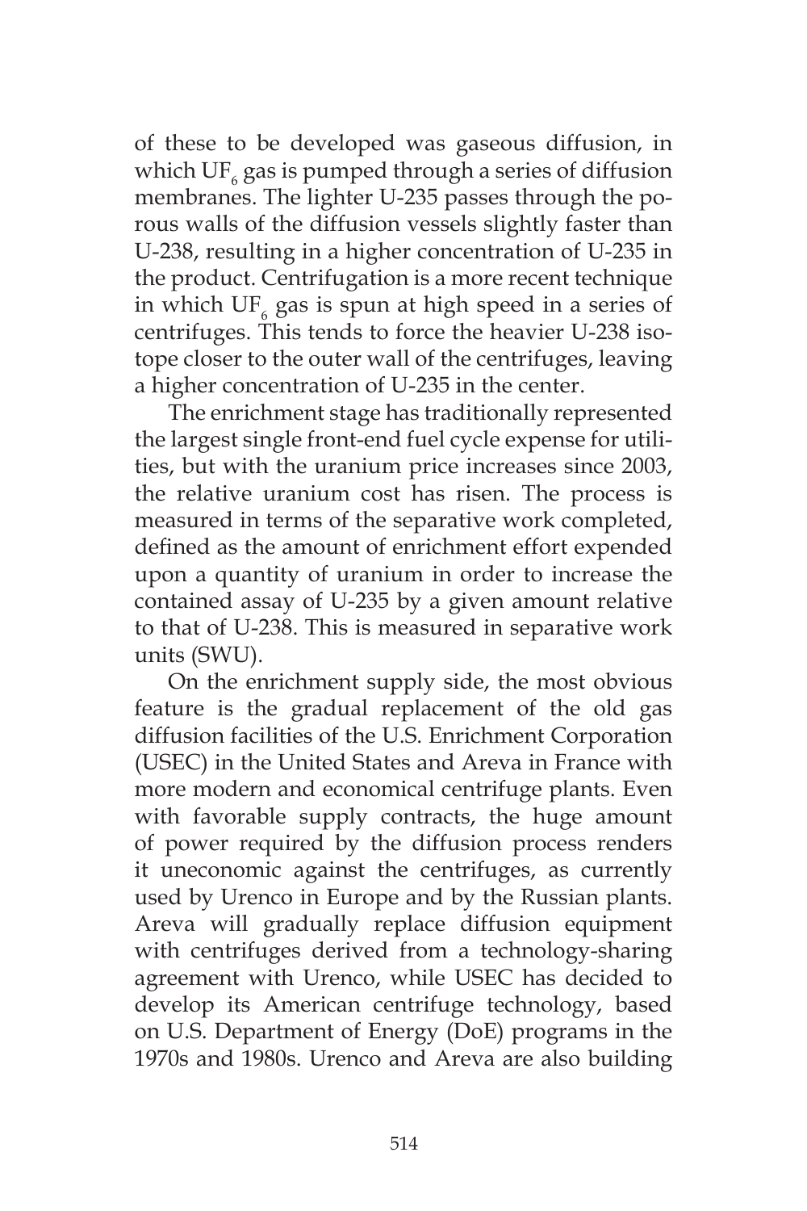of these to be developed was gaseous diffusion, in which $UF_6$ gas is pumped through a series of diffusion membranes. The lighter U-235 passes through the porous walls of the diffusion vessels slightly faster than U-238, resulting in a higher concentration of U-235 in the product. Centrifugation is a more recent technique in which $UF_6$ gas is spun at high speed in a series of centrifuges. This tends to force the heavier U-238 isotope closer to the outer wall of the centrifuges, leaving a higher concentration of U-235 in the center.

The enrichment stage has traditionally represented the largest single front-end fuel cycle expense for utilities, but with the uranium price increases since 2003, the relative uranium cost has risen. The process is measured in terms of the separative work completed, defined as the amount of enrichment effort expended upon a quantity of uranium in order to increase the contained assay of U-235 by a given amount relative to that of U-238. This is measured in separative work units (SWU).

On the enrichment supply side, the most obvious feature is the gradual replacement of the old gas diffusion facilities of the U.S. Enrichment Corporation (USEC) in the United States and Areva in France with more modern and economical centrifuge plants. Even with favorable supply contracts, the huge amount of power required by the diffusion process renders it uneconomic against the centrifuges, as currently used by Urenco in Europe and by the Russian plants. Areva will gradually replace diffusion equipment with centrifuges derived from a technology-sharing agreement with Urenco, while USEC has decided to develop its American centrifuge technology, based on U.S. Department of Energy (DoE) programs in the 1970s and 1980s. Urenco and Areva are also building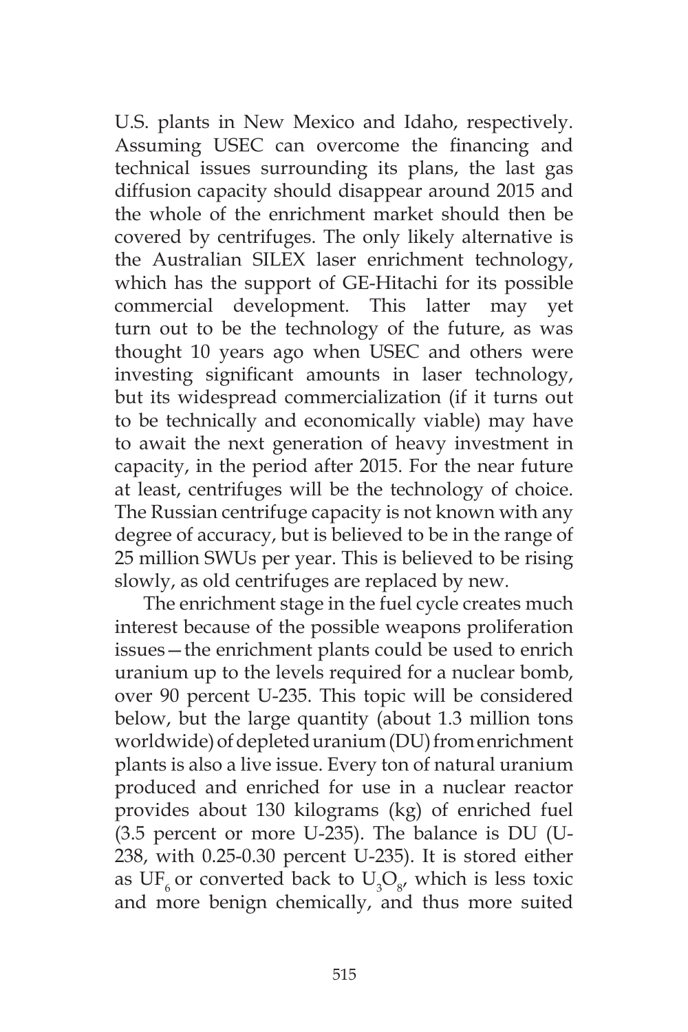U.S. plants in New Mexico and Idaho, respectively. Assuming USEC can overcome the financing and technical issues surrounding its plans, the last gas diffusion capacity should disappear around 2015 and the whole of the enrichment market should then be covered by centrifuges. The only likely alternative is the Australian SILEX laser enrichment technology, which has the support of GE-Hitachi for its possible commercial development. This latter may yet turn out to be the technology of the future, as was thought 10 years ago when USEC and others were investing significant amounts in laser technology, but its widespread commercialization (if it turns out to be technically and economically viable) may have to await the next generation of heavy investment in capacity, in the period after 2015. For the near future at least, centrifuges will be the technology of choice. The Russian centrifuge capacity is not known with any degree of accuracy, but is believed to be in the range of 25 million SWUs per year. This is believed to be rising slowly, as old centrifuges are replaced by new.

The enrichment stage in the fuel cycle creates much interest because of the possible weapons proliferation issues—the enrichment plants could be used to enrich uranium up to the levels required for a nuclear bomb, over 90 percent U-235. This topic will be considered below, but the large quantity (about 1.3 million tons worldwide) of depleted uranium (DU) from enrichment plants is also a live issue. Every ton of natural uranium produced and enriched for use in a nuclear reactor provides about 130 kilograms (kg) of enriched fuel (3.5 percent or more U-235). The balance is DU (U-238, with 0.25-0.30 percent U-235). It is stored either as $UF_6$ or converted back to $U_3O_8$, which is less toxic and more benign chemically, and thus more suited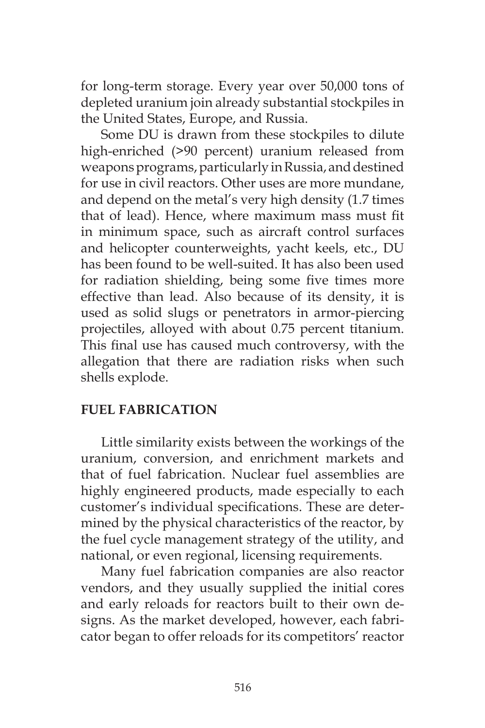for long-term storage. Every year over 50,000 tons of depleted uranium join already substantial stockpiles in the United States, Europe, and Russia.

Some DU is drawn from these stockpiles to dilute high-enriched (>90 percent) uranium released from weapons programs, particularly in Russia, and destined for use in civil reactors. Other uses are more mundane, and depend on the metal's very high density (1.7 times that of lead). Hence, where maximum mass must fit in minimum space, such as aircraft control surfaces and helicopter counterweights, yacht keels, etc., DU has been found to be well-suited. It has also been used for radiation shielding, being some five times more effective than lead. Also because of its density, it is used as solid slugs or penetrators in armor-piercing projectiles, alloyed with about 0.75 percent titanium. This final use has caused much controversy, with the allegation that there are radiation risks when such shells explode.

## FUEL FABRICATION

Little similarity exists between the workings of the uranium, conversion, and enrichment markets and that of fuel fabrication. Nuclear fuel assemblies are highly engineered products, made especially to each customer's individual specifications. These are determined by the physical characteristics of the reactor, by the fuel cycle management strategy of the utility, and national, or even regional, licensing requirements.

Many fuel fabrication companies are also reactor vendors, and they usually supplied the initial cores and early reloads for reactors built to their own designs. As the market developed, however, each fabricator began to offer reloads for its competitors' reactor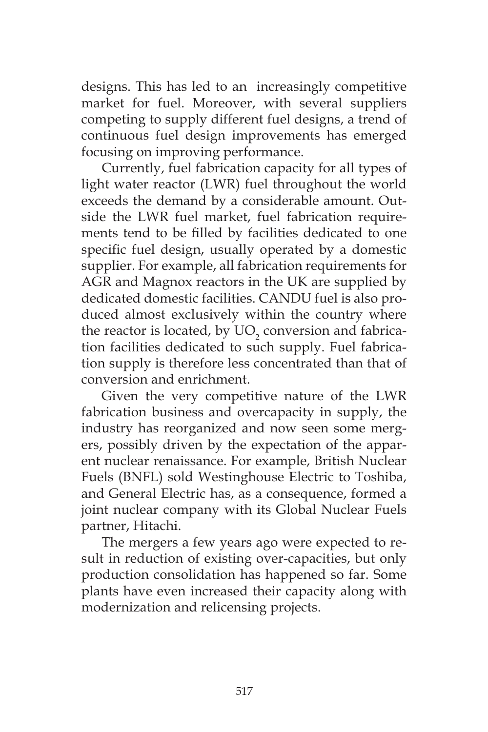designs. This has led to an increasingly competitive market for fuel. Moreover, with several suppliers competing to supply different fuel designs, a trend of continuous fuel design improvements has emerged focusing on improving performance.

Currently, fuel fabrication capacity for all types of light water reactor (LWR) fuel throughout the world exceeds the demand by a considerable amount. Outside the LWR fuel market, fuel fabrication requirements tend to be filled by facilities dedicated to one specific fuel design, usually operated by a domestic supplier. For example, all fabrication requirements for AGR and Magnox reactors in the UK are supplied by dedicated domestic facilities. CANDU fuel is also produced almost exclusively within the country where the reactor is located, by $UO_2$ conversion and fabrication facilities dedicated to such supply. Fuel fabrication supply is therefore less concentrated than that of conversion and enrichment.

Given the very competitive nature of the LWR fabrication business and overcapacity in supply, the industry has reorganized and now seen some mergers, possibly driven by the expectation of the apparent nuclear renaissance. For example, British Nuclear Fuels (BNFL) sold Westinghouse Electric to Toshiba, and General Electric has, as a consequence, formed a joint nuclear company with its Global Nuclear Fuels partner, Hitachi.

The mergers a few years ago were expected to result in reduction of existing over-capacities, but only production consolidation has happened so far. Some plants have even increased their capacity along with modernization and relicensing projects.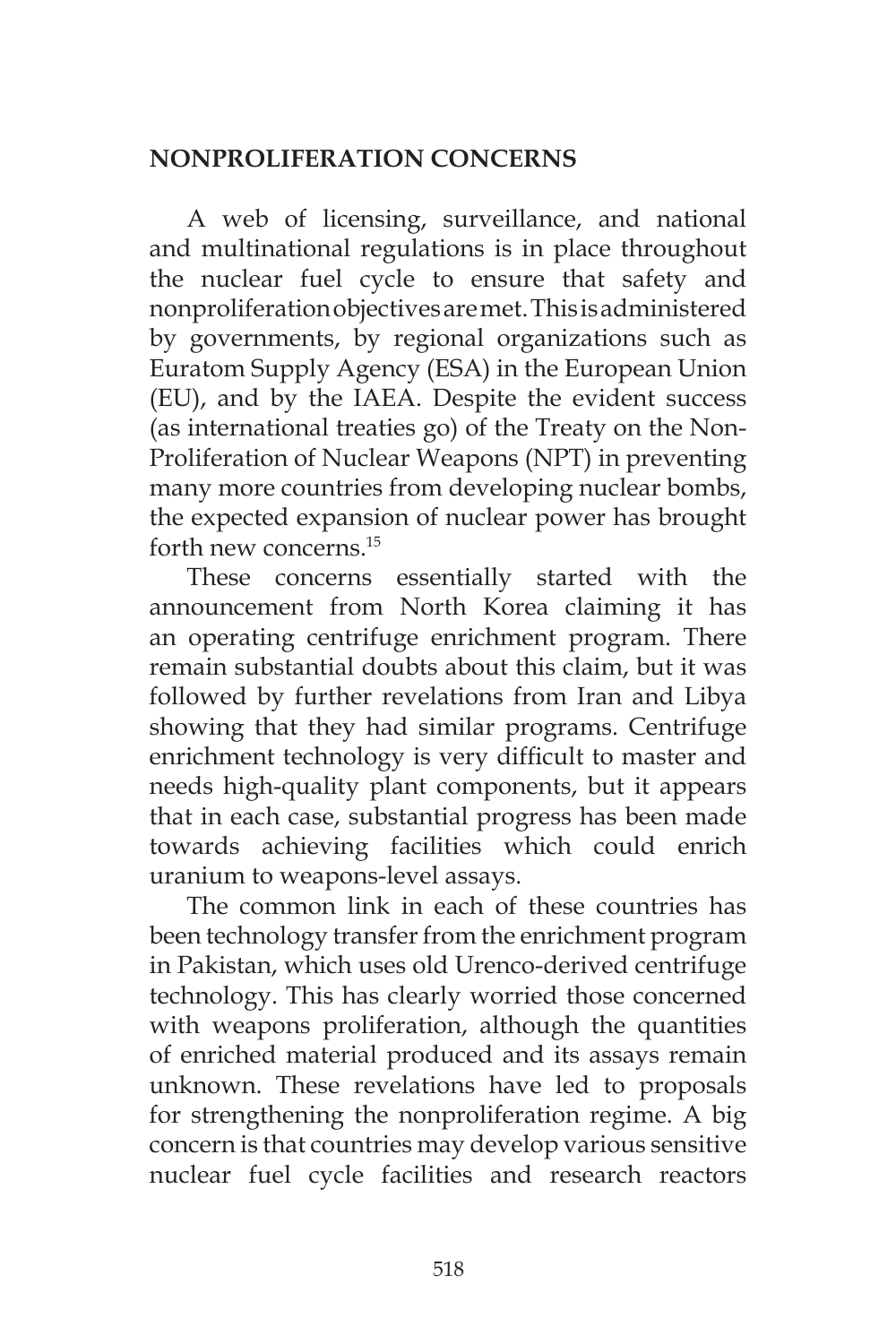## NONPROLIFERATION CONCERNS

A web of licensing, surveillance, and national and multinational regulations is in place throughout the nuclear fuel cycle to ensure that safety and nonproliferation objectives are met. This is administered by governments, by regional organizations such as Euratom Supply Agency (ESA) in the European Union (EU), and by the IAEA. Despite the evident success (as international treaties go) of the Treaty on the Non-Proliferation of Nuclear Weapons (NPT) in preventing many more countries from developing nuclear bombs, the expected expansion of nuclear power has brought forth new concerns.[15]

These concerns essentially started with the announcement from North Korea claiming it has an operating centrifuge enrichment program. There remain substantial doubts about this claim, but it was followed by further revelations from Iran and Libya showing that they had similar programs. Centrifuge enrichment technology is very difficult to master and needs high-quality plant components, but it appears that in each case, substantial progress has been made towards achieving facilities which could enrich uranium to weapons-level assays.

The common link in each of these countries has been technology transfer from the enrichment program in Pakistan, which uses old Urenco-derived centrifuge technology. This has clearly worried those concerned with weapons proliferation, although the quantities of enriched material produced and its assays remain unknown. These revelations have led to proposals for strengthening the nonproliferation regime. A big concern is that countries may develop various sensitive nuclear fuel cycle facilities and research reactors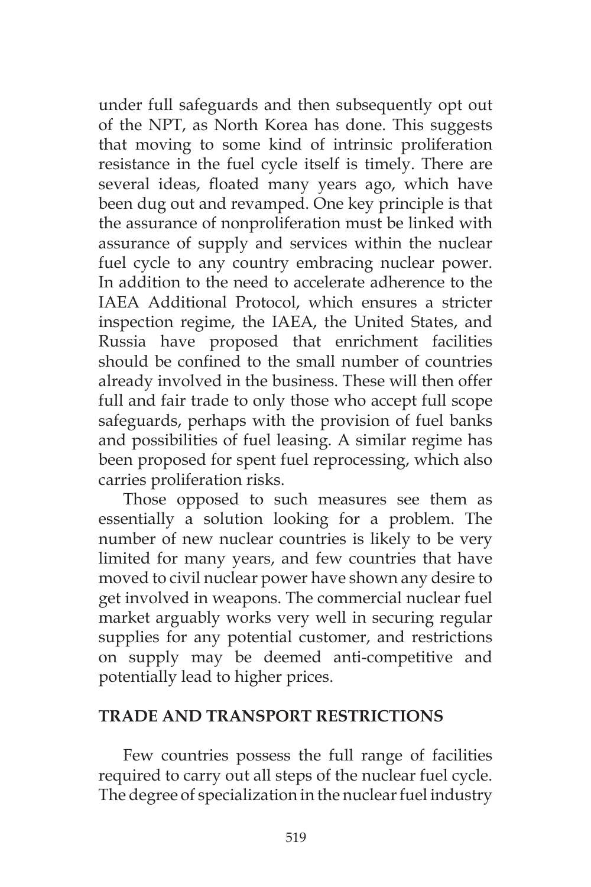under full safeguards and then subsequently opt out of the NPT, as North Korea has done. This suggests that moving to some kind of intrinsic proliferation resistance in the fuel cycle itself is timely. There are several ideas, floated many years ago, which have been dug out and revamped. One key principle is that the assurance of nonproliferation must be linked with assurance of supply and services within the nuclear fuel cycle to any country embracing nuclear power. In addition to the need to accelerate adherence to the IAEA Additional Protocol, which ensures a stricter inspection regime, the IAEA, the United States, and Russia have proposed that enrichment facilities should be confined to the small number of countries already involved in the business. These will then offer full and fair trade to only those who accept full scope safeguards, perhaps with the provision of fuel banks and possibilities of fuel leasing. A similar regime has been proposed for spent fuel reprocessing, which also carries proliferation risks.

Those opposed to such measures see them as essentially a solution looking for a problem. The number of new nuclear countries is likely to be very limited for many years, and few countries that have moved to civil nuclear power have shown any desire to get involved in weapons. The commercial nuclear fuel market arguably works very well in securing regular supplies for any potential customer, and restrictions on supply may be deemed anti-competitive and potentially lead to higher prices.

## TRADE AND TRANSPORT RESTRICTIONS

Few countries possess the full range of facilities required to carry out all steps of the nuclear fuel cycle. The degree of specialization in the nuclear fuel industry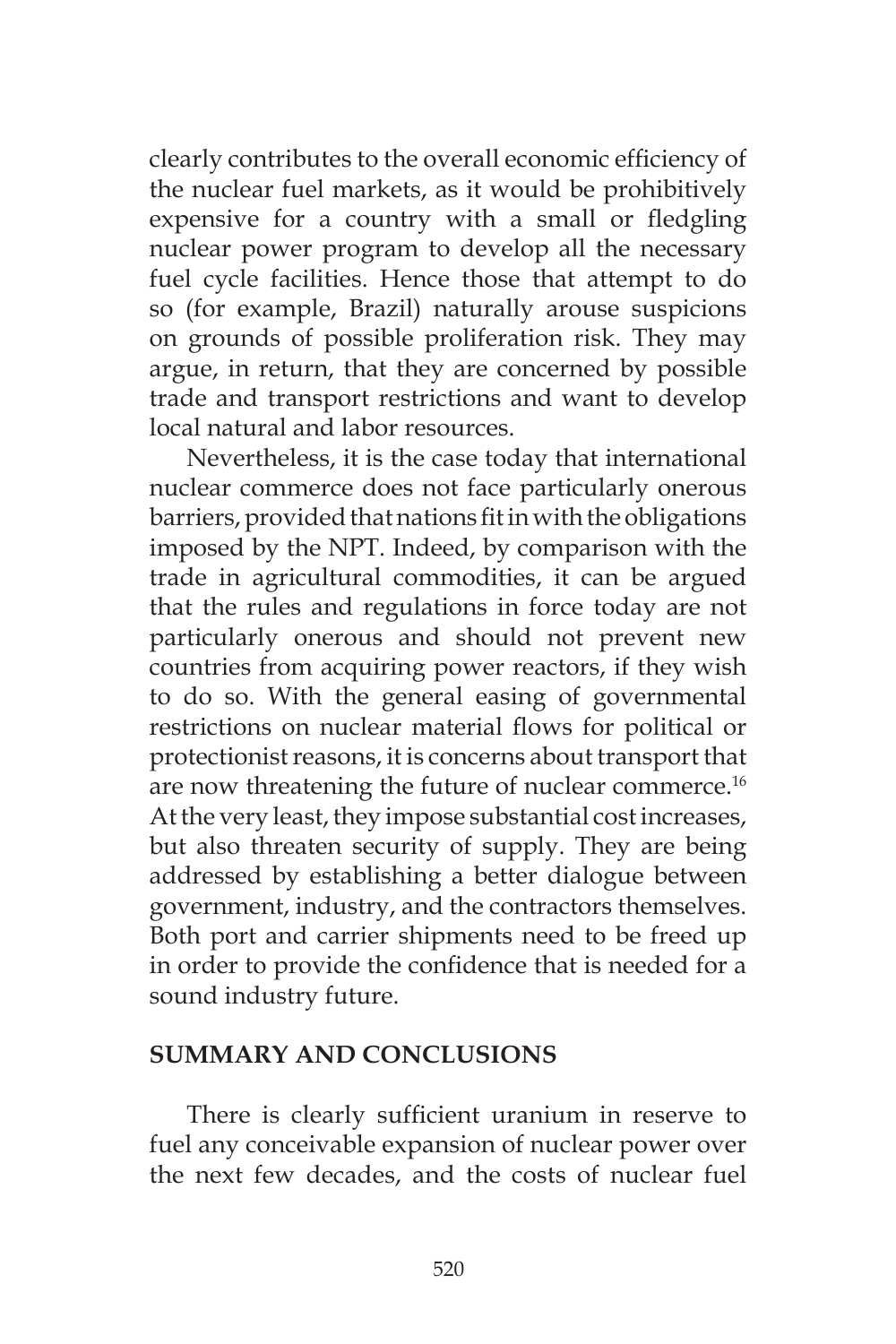clearly contributes to the overall economic efficiency of the nuclear fuel markets, as it would be prohibitively expensive for a country with a small or fledgling nuclear power program to develop all the necessary fuel cycle facilities. Hence those that attempt to do so (for example, Brazil) naturally arouse suspicions on grounds of possible proliferation risk. They may argue, in return, that they are concerned by possible trade and transport restrictions and want to develop local natural and labor resources.

Nevertheless, it is the case today that international nuclear commerce does not face particularly onerous barriers, provided that nations fit in with the obligations imposed by the NPT. Indeed, by comparison with the trade in agricultural commodities, it can be argued that the rules and regulations in force today are not particularly onerous and should not prevent new countries from acquiring power reactors, if they wish to do so. With the general easing of governmental restrictions on nuclear material flows for political or protectionist reasons, it is concerns about transport that are now threatening the future of nuclear commerce.[16] At the very least, they impose substantial cost increases, but also threaten security of supply. They are being addressed by establishing a better dialogue between government, industry, and the contractors themselves. Both port and carrier shipments need to be freed up in order to provide the confidence that is needed for a sound industry future.

## SUMMARY AND CONCLUSIONS

There is clearly sufficient uranium in reserve to fuel any conceivable expansion of nuclear power over the next few decades, and the costs of nuclear fuel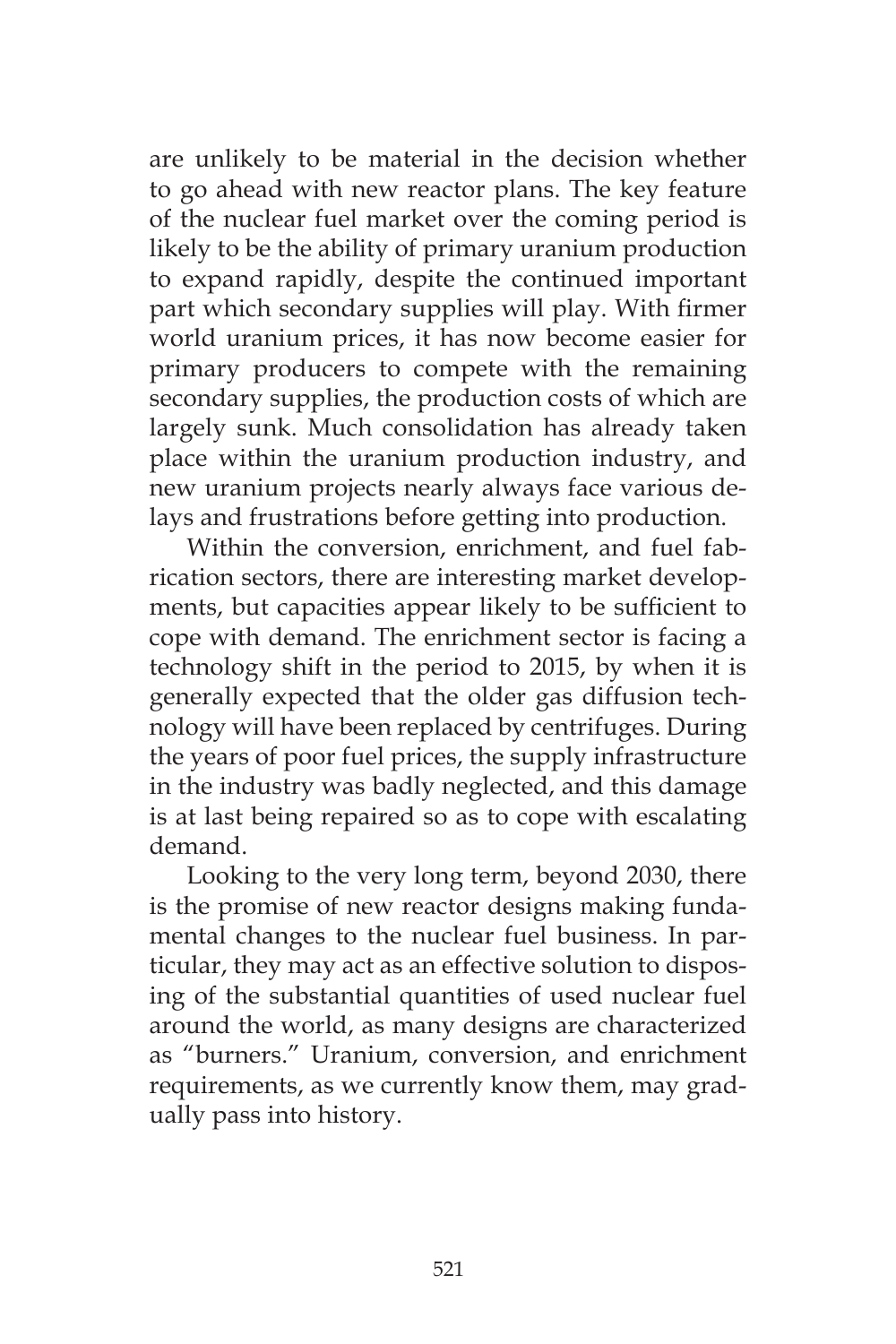are unlikely to be material in the decision whether to go ahead with new reactor plans. The key feature of the nuclear fuel market over the coming period is likely to be the ability of primary uranium production to expand rapidly, despite the continued important part which secondary supplies will play. With firmer world uranium prices, it has now become easier for primary producers to compete with the remaining secondary supplies, the production costs of which are largely sunk. Much consolidation has already taken place within the uranium production industry, and new uranium projects nearly always face various delays and frustrations before getting into production.

Within the conversion, enrichment, and fuel fabrication sectors, there are interesting market developments, but capacities appear likely to be sufficient to cope with demand. The enrichment sector is facing a technology shift in the period to 2015, by when it is generally expected that the older gas diffusion technology will have been replaced by centrifuges. During the years of poor fuel prices, the supply infrastructure in the industry was badly neglected, and this damage is at last being repaired so as to cope with escalating demand.

Looking to the very long term, beyond 2030, there is the promise of new reactor designs making fundamental changes to the nuclear fuel business. In particular, they may act as an effective solution to disposing of the substantial quantities of used nuclear fuel around the world, as many designs are characterized as "burners." Uranium, conversion, and enrichment requirements, as we currently know them, may gradually pass into history.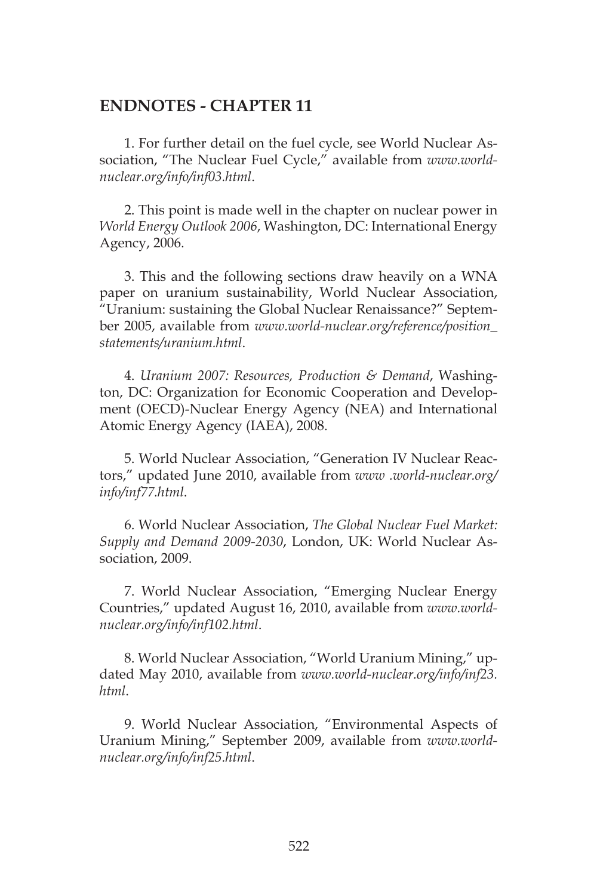## ENDNOTES - CHAPTER 11

1. For further detail on the fuel cycle, see World Nuclear Association, "The Nuclear Fuel Cycle," available from *www.world-nuclear.org/info/inf03.html*.

2. This point is made well in the chapter on nuclear power in *World Energy Outlook 2006*, Washington, DC: International Energy Agency, 2006.

3. This and the following sections draw heavily on a WNA paper on uranium sustainability, World Nuclear Association, "Uranium: sustaining the Global Nuclear Renaissance?" September 2005, available from *www.world-nuclear.org/reference/position_statements/uranium.html*.

4. *Uranium 2007: Resources, Production & Demand*, Washington, DC: Organization for Economic Cooperation and Development (OECD)-Nuclear Energy Agency (NEA) and International Atomic Energy Agency (IAEA), 2008.

5. World Nuclear Association, "Generation IV Nuclear Reactors," updated June 2010, available from *www .world-nuclear.org/info/inf77.html*.

6. World Nuclear Association, *The Global Nuclear Fuel Market: Supply and Demand 2009-2030*, London, UK: World Nuclear Association, 2009.

7. World Nuclear Association, "Emerging Nuclear Energy Countries," updated August 16, 2010, available from *www.world-nuclear.org/info/inf102.html*.

8. World Nuclear Association, "World Uranium Mining," updated May 2010, available from *www.world-nuclear.org/info/inf23.html*.

9. World Nuclear Association, "Environmental Aspects of Uranium Mining," September 2009, available from *www.world-nuclear.org/info/inf25.html*.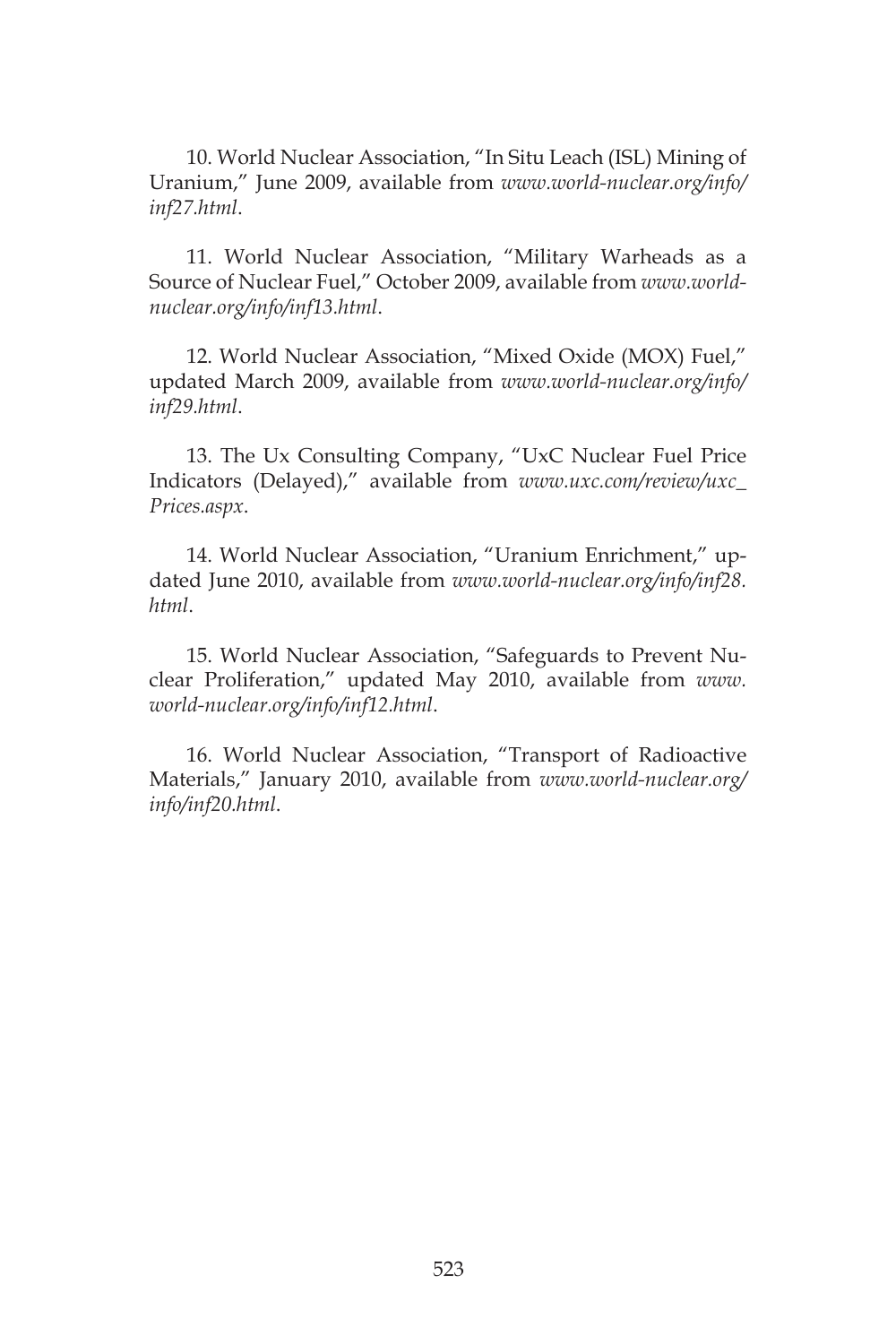10. World Nuclear Association, "In Situ Leach (ISL) Mining of Uranium," June 2009, available from *www.world-nuclear.org/info/inf27.html*.

11. World Nuclear Association, "Military Warheads as a Source of Nuclear Fuel," October 2009, available from *www.world-nuclear.org/info/inf13.html*.

12. World Nuclear Association, "Mixed Oxide (MOX) Fuel," updated March 2009, available from *www.world-nuclear.org/info/inf29.html*.

13. The Ux Consulting Company, "UxC Nuclear Fuel Price Indicators (Delayed)," available from *www.uxc.com/review/uxc_Prices.aspx*.

14. World Nuclear Association, "Uranium Enrichment," updated June 2010, available from *www.world-nuclear.org/info/inf28.html*.

15. World Nuclear Association, "Safeguards to Prevent Nuclear Proliferation," updated May 2010, available from *www.world-nuclear.org/info/inf12.html*.

16. World Nuclear Association, "Transport of Radioactive Materials," January 2010, available from *www.world-nuclear.org/info/inf20.html*.